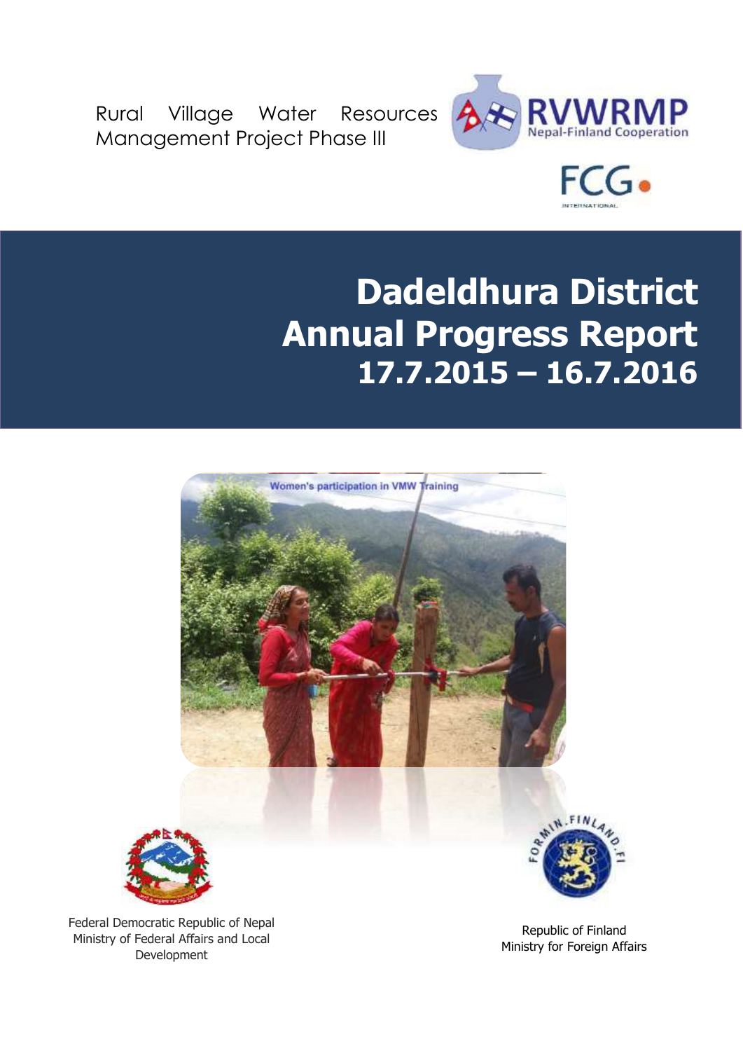Rural Village Water Resources Management Project Phase III

RVWRMP
Nepal-Finland Cooperation

FCG
INTERNATIONAL

# Dadeldhura District Annual Progress Report 17.7.2015 – 16.7.2016

Women's participation in VMW Training

Federal Democratic Republic of Nepal
Ministry of Federal Affairs and Local Development

Republic of Finland
Ministry for Foreign Affairs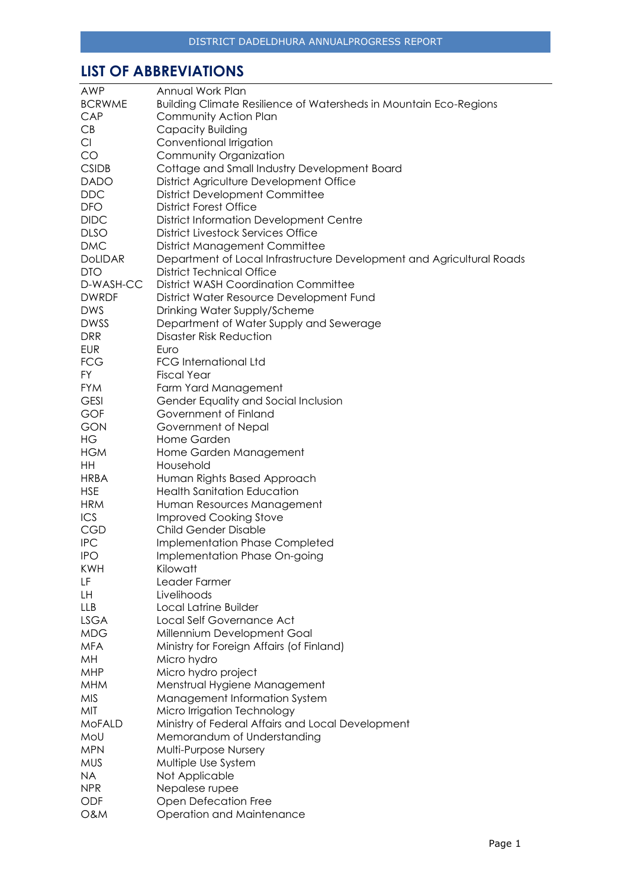## LIST OF ABBREVIATIONS

| | |
|---|---|
| AWP | Annual Work Plan |
| BCRWME | Building Climate Resilience of Watersheds in Mountain Eco-Regions |
| CAP | Community Action Plan |
| CB | Capacity Building |
| CI | Conventional Irrigation |
| CO | Community Organization |
| CSIDB | Cottage and Small Industry Development Board |
| DADO | District Agriculture Development Office |
| DDC | District Development Committee |
| DFO | District Forest Office |
| DIDC | District Information Development Centre |
| DLSO | District Livestock Services Office |
| DMC | District Management Committee |
| DoLIDAR | Department of Local Infrastructure Development and Agricultural Roads |
| DTO | District Technical Office |
| D-WASH-CC | District WASH Coordination Committee |
| DWRDF | District Water Resource Development Fund |
| DWS | Drinking Water Supply/Scheme |
| DWSS | Department of Water Supply and Sewerage |
| DRR | Disaster Risk Reduction |
| EUR | Euro |
| FCG | FCG International Ltd |
| FY | Fiscal Year |
| FYM | Farm Yard Management |
| GESI | Gender Equality and Social Inclusion |
| GOF | Government of Finland |
| GON | Government of Nepal |
| HG | Home Garden |
| HGM | Home Garden Management |
| HH | Household |
| HRBA | Human Rights Based Approach |
| HSE | Health Sanitation Education |
| HRM | Human Resources Management |
| ICS | Improved Cooking Stove |
| CGD | Child Gender Disable |
| IPC | Implementation Phase Completed |
| IPO | Implementation Phase On-going |
| KWH | Kilowatt |
| LF | Leader Farmer |
| LH | Livelihoods |
| LLB | Local Latrine Builder |
| LSGA | Local Self Governance Act |
| MDG | Millennium Development Goal |
| MFA | Ministry for Foreign Affairs (of Finland) |
| MH | Micro hydro |
| MHP | Micro hydro project |
| MHM | Menstrual Hygiene Management |
| MIS | Management Information System |
| MIT | Micro Irrigation Technology |
| MoFALD | Ministry of Federal Affairs and Local Development |
| MoU | Memorandum of Understanding |
| MPN | Multi-Purpose Nursery |
| MUS | Multiple Use System |
| NA | Not Applicable |
| NPR | Nepalese rupee |
| ODF | Open Defecation Free |
| O&M | Operation and Maintenance |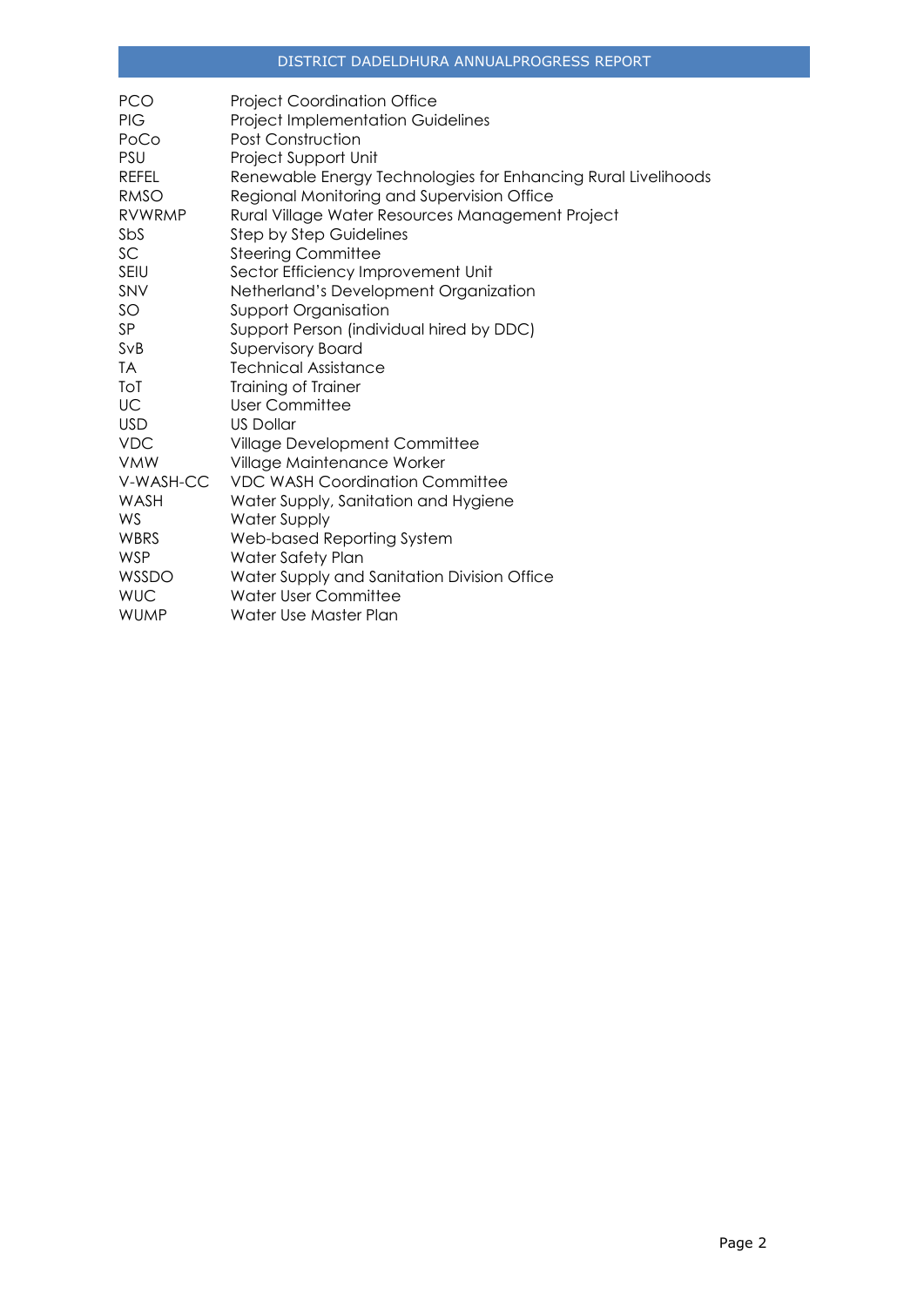| | |
|---|---|
| PCO | Project Coordination Office |
| PIG | Project Implementation Guidelines |
| PoCo | Post Construction |
| PSU | Project Support Unit |
| REFEL | Renewable Energy Technologies for Enhancing Rural Livelihoods |
| RMSO | Regional Monitoring and Supervision Office |
| RVWRMP | Rural Village Water Resources Management Project |
| SbS | Step by Step Guidelines |
| SC | Steering Committee |
| SEIU | Sector Efficiency Improvement Unit |
| SNV | Netherland's Development Organization |
| SO | Support Organisation |
| SP | Support Person (individual hired by DDC) |
| SvB | Supervisory Board |
| TA | Technical Assistance |
| ToT | Training of Trainer |
| UC | User Committee |
| USD | US Dollar |
| VDC | Village Development Committee |
| VMW | Village Maintenance Worker |
| V-WASH-CC | VDC WASH Coordination Committee |
| WASH | Water Supply, Sanitation and Hygiene |
| WS | Water Supply |
| WBRS | Web-based Reporting System |
| WSP | Water Safety Plan |
| WSSDO | Water Supply and Sanitation Division Office |
| WUC | Water User Committee |
| WUMP | Water Use Master Plan |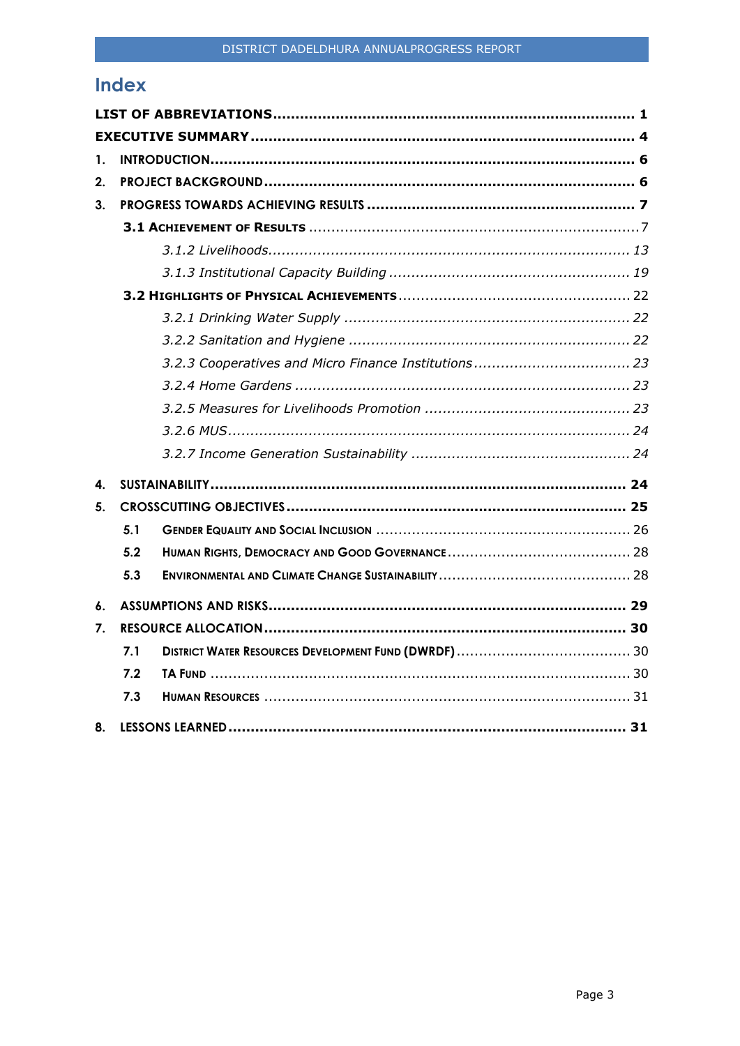# Index

**LIST OF ABBREVIATIONS** ........................................................................ **1**

**EXECUTIVE SUMMARY** ........................................................................ **4**

**1. INTRODUCTION** ........................................................................ **6**

**2. PROJECT BACKGROUND** ........................................................................ **6**

**3. PROGRESS TOWARDS ACHIEVING RESULTS** ........................................................................ **7**

- **3.1 ACHIEVEMENT OF RESULTS** ........................................................................ 7
  - *3.1.2 Livelihoods* ........................................................................ *13*
  - *3.1.3 Institutional Capacity Building* ........................................................................ *19*
- **3.2 HIGHLIGHTS OF PHYSICAL ACHIEVEMENTS** ........................................................................ 22
  - *3.2.1 Drinking Water Supply* ........................................................................ *22*
  - *3.2.2 Sanitation and Hygiene* ........................................................................ *22*
  - *3.2.3 Cooperatives and Micro Finance Institutions* ........................................................................ *23*
  - *3.2.4 Home Gardens* ........................................................................ *23*
  - *3.2.5 Measures for Livelihoods Promotion* ........................................................................ *23*
  - *3.2.6 MUS* ........................................................................ *24*
  - *3.2.7 Income Generation Sustainability* ........................................................................ *24*

**4. SUSTAINABILITY** ........................................................................ **24**

**5. CROSSCUTTING OBJECTIVES** ........................................................................ **25**

- **5.1 GENDER EQUALITY AND SOCIAL INCLUSION** ........................................................................ 26
- **5.2 HUMAN RIGHTS, DEMOCRACY AND GOOD GOVERNANCE** ........................................................................ 28
- **5.3 ENVIRONMENTAL AND CLIMATE CHANGE SUSTAINABILITY** ........................................................................ 28

**6. ASSUMPTIONS AND RISKS** ........................................................................ **29**

**7. RESOURCE ALLOCATION** ........................................................................ **30**

- **7.1 DISTRICT WATER RESOURCES DEVELOPMENT FUND (DWRDF)** ........................................................................ 30
- **7.2 TA FUND** ........................................................................ 30
- **7.3 HUMAN RESOURCES** ........................................................................ 31

**8. LESSONS LEARNED** ........................................................................ **31**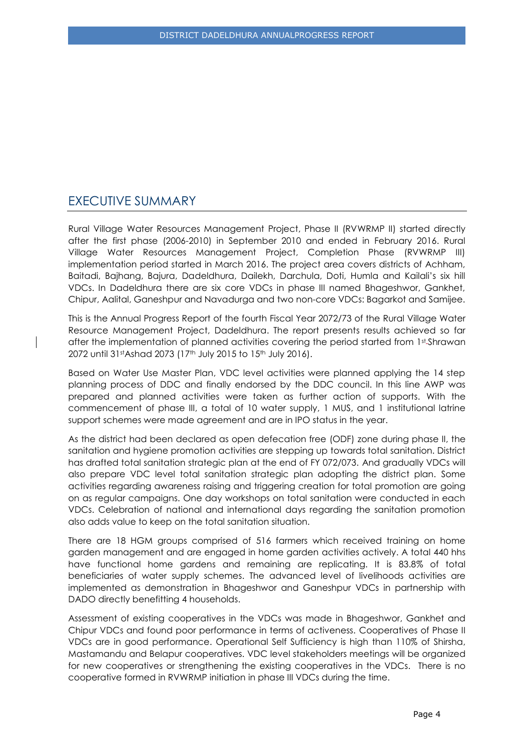# EXECUTIVE SUMMARY

Rural Village Water Resources Management Project, Phase II (RVWRMP II) started directly after the first phase (2006-2010) in September 2010 and ended in February 2016. Rural Village Water Resources Management Project, Completion Phase (RVWRMP III) implementation period started in March 2016. The project area covers districts of Achham, Baitadi, Bajhang, Bajura, Dadeldhura, Dailekh, Darchula, Doti, Humla and Kailali's six hill VDCs. In Dadeldhura there are six core VDCs in phase III named Bhageshwor, Gankhet, Chipur, Aalital, Ganeshpur and Navadurga and two non-core VDCs: Bagarkot and Samijee.

This is the Annual Progress Report of the fourth Fiscal Year 2072/73 of the Rural Village Water Resource Management Project, Dadeldhura. The report presents results achieved so far after the implementation of planned activities covering the period started from 1st Shrawan 2072 until 31st Ashad 2073 (17th July 2015 to 15th July 2016).

Based on Water Use Master Plan, VDC level activities were planned applying the 14 step planning process of DDC and finally endorsed by the DDC council. In this line AWP was prepared and planned activities were taken as further action of supports. With the commencement of phase III, a total of 10 water supply, 1 MUS, and 1 institutional latrine support schemes were made agreement and are in IPO status in the year.

As the district had been declared as open defecation free (ODF) zone during phase II, the sanitation and hygiene promotion activities are stepping up towards total sanitation. District has drafted total sanitation strategic plan at the end of FY 072/073. And gradually VDCs will also prepare VDC level total sanitation strategic plan adopting the district plan. Some activities regarding awareness raising and triggering creation for total promotion are going on as regular campaigns. One day workshops on total sanitation were conducted in each VDCs. Celebration of national and international days regarding the sanitation promotion also adds value to keep on the total sanitation situation.

There are 18 HGM groups comprised of 516 farmers which received training on home garden management and are engaged in home garden activities actively. A total 440 hhs have functional home gardens and remaining are replicating. It is 83.8% of total beneficiaries of water supply schemes. The advanced level of livelihoods activities are implemented as demonstration in Bhageshwor and Ganeshpur VDCs in partnership with DADO directly benefitting 4 households.

Assessment of existing cooperatives in the VDCs was made in Bhageshwor, Gankhet and Chipur VDCs and found poor performance in terms of activeness. Cooperatives of Phase II VDCs are in good performance. Operational Self Sufficiency is high than 110% of Shirsha, Mastamandu and Belapur cooperatives. VDC level stakeholders meetings will be organized for new cooperatives or strengthening the existing cooperatives in the VDCs. There is no cooperative formed in RVWRMP initiation in phase III VDCs during the time.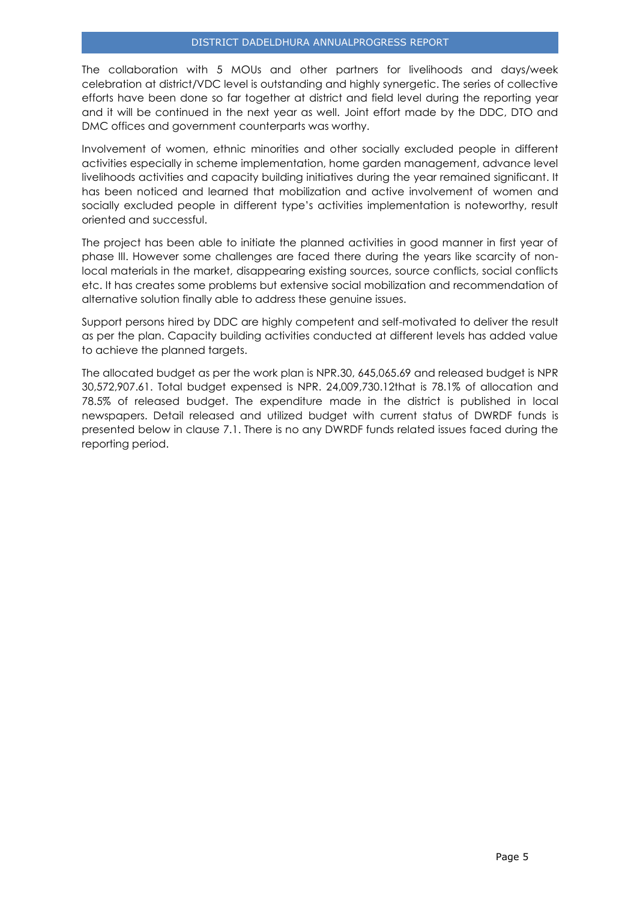The collaboration with 5 MOUs and other partners for livelihoods and days/week celebration at district/VDC level is outstanding and highly synergetic. The series of collective efforts have been done so far together at district and field level during the reporting year and it will be continued in the next year as well. Joint effort made by the DDC, DTO and DMC offices and government counterparts was worthy.

Involvement of women, ethnic minorities and other socially excluded people in different activities especially in scheme implementation, home garden management, advance level livelihoods activities and capacity building initiatives during the year remained significant. It has been noticed and learned that mobilization and active involvement of women and socially excluded people in different type's activities implementation is noteworthy, result oriented and successful.

The project has been able to initiate the planned activities in good manner in first year of phase III. However some challenges are faced there during the years like scarcity of non-local materials in the market, disappearing existing sources, source conflicts, social conflicts etc. It has creates some problems but extensive social mobilization and recommendation of alternative solution finally able to address these genuine issues.

Support persons hired by DDC are highly competent and self-motivated to deliver the result as per the plan. Capacity building activities conducted at different levels has added value to achieve the planned targets.

The allocated budget as per the work plan is NPR.30, 645,065.69 and released budget is NPR 30,572,907.61. Total budget expensed is NPR. 24,009,730.12that is 78.1% of allocation and 78.5% of released budget. The expenditure made in the district is published in local newspapers. Detail released and utilized budget with current status of DWRDF funds is presented below in clause 7.1. There is no any DWRDF funds related issues faced during the reporting period.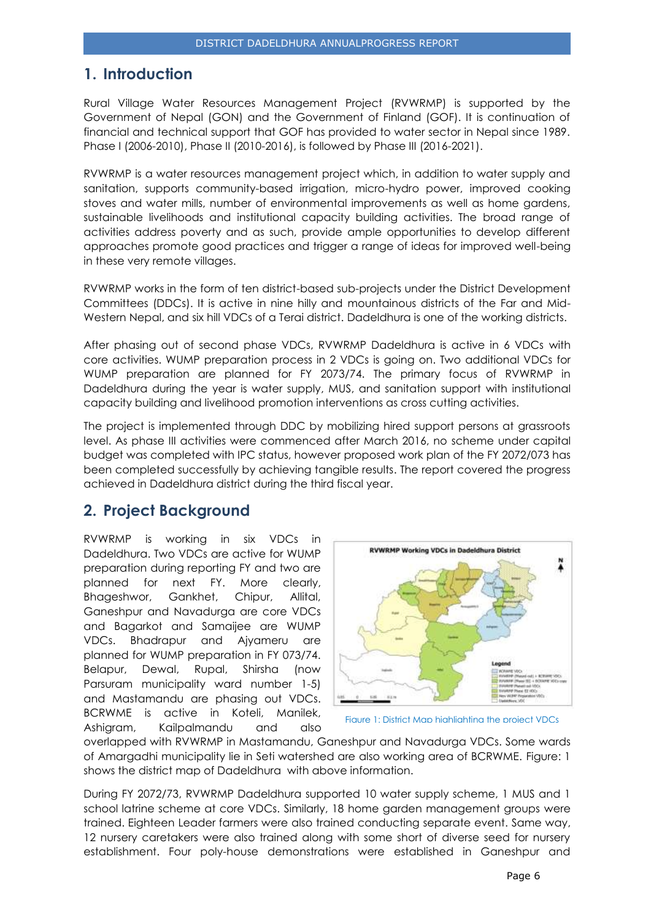# 1. Introduction

Rural Village Water Resources Management Project (RVWRMP) is supported by the Government of Nepal (GON) and the Government of Finland (GOF). It is continuation of financial and technical support that GOF has provided to water sector in Nepal since 1989. Phase I (2006-2010), Phase II (2010-2016), is followed by Phase III (2016-2021).

RVWRMP is a water resources management project which, in addition to water supply and sanitation, supports community-based irrigation, micro-hydro power, improved cooking stoves and water mills, number of environmental improvements as well as home gardens, sustainable livelihoods and institutional capacity building activities. The broad range of activities address poverty and as such, provide ample opportunities to develop different approaches promote good practices and trigger a range of ideas for improved well-being in these very remote villages.

RVWRMP works in the form of ten district-based sub-projects under the District Development Committees (DDCs). It is active in nine hilly and mountainous districts of the Far and Mid-Western Nepal, and six hill VDCs of a Terai district. Dadeldhura is one of the working districts.

After phasing out of second phase VDCs, RVWRMP Dadeldhura is active in 6 VDCs with core activities. WUMP preparation process in 2 VDCs is going on. Two additional VDCs for WUMP preparation are planned for FY 2073/74. The primary focus of RVWRMP in Dadeldhura during the year is water supply, MUS, and sanitation support with institutional capacity building and livelihood promotion interventions as cross cutting activities.

The project is implemented through DDC by mobilizing hired support persons at grassroots level. As phase III activities were commenced after March 2016, no scheme under capital budget was completed with IPC status, however proposed work plan of the FY 2072/073 has been completed successfully by achieving tangible results. The report covered the progress achieved in Dadeldhura district during the third fiscal year.

# 2. Project Background

RVWRMP is working in six VDCs in Dadeldhura. Two VDCs are active for WUMP preparation during reporting FY and two are planned for next FY. More clearly, Bhageshwor, Gankhet, Chipur, Allital, Ganeshpur and Navadurga are core VDCs and Bagarkot and Samaijee are WUMP VDCs. Bhadrapur and Ajyameru are planned for WUMP preparation in FY 073/74. Belapur, Dewal, Rupal, Shirsha (now Parsuram municipality ward number 1-5) and Mastamandu are phasing out VDCs. BCRWME is active in Koteli, Manilek, Ashigram, Kailpalmandu and also overlapped with RVWRMP in Mastamandu, Ganeshpur and Navadurga VDCs. Some wards of Amargadhi municipality lie in Seti watershed are also working area of BCRWME. Figure: 1 shows the district map of Dadeldhura with above information.

Figure 1: District Map highlighting the project VDCs

During FY 2072/73, RVWRMP Dadeldhura supported 10 water supply scheme, 1 MUS and 1 school latrine scheme at core VDCs. Similarly, 18 home garden management groups were trained. Eighteen Leader farmers were also trained conducting separate event. Same way, 12 nursery caretakers were also trained along with some short of diverse seed for nursery establishment. Four poly-house demonstrations were established in Ganeshpur and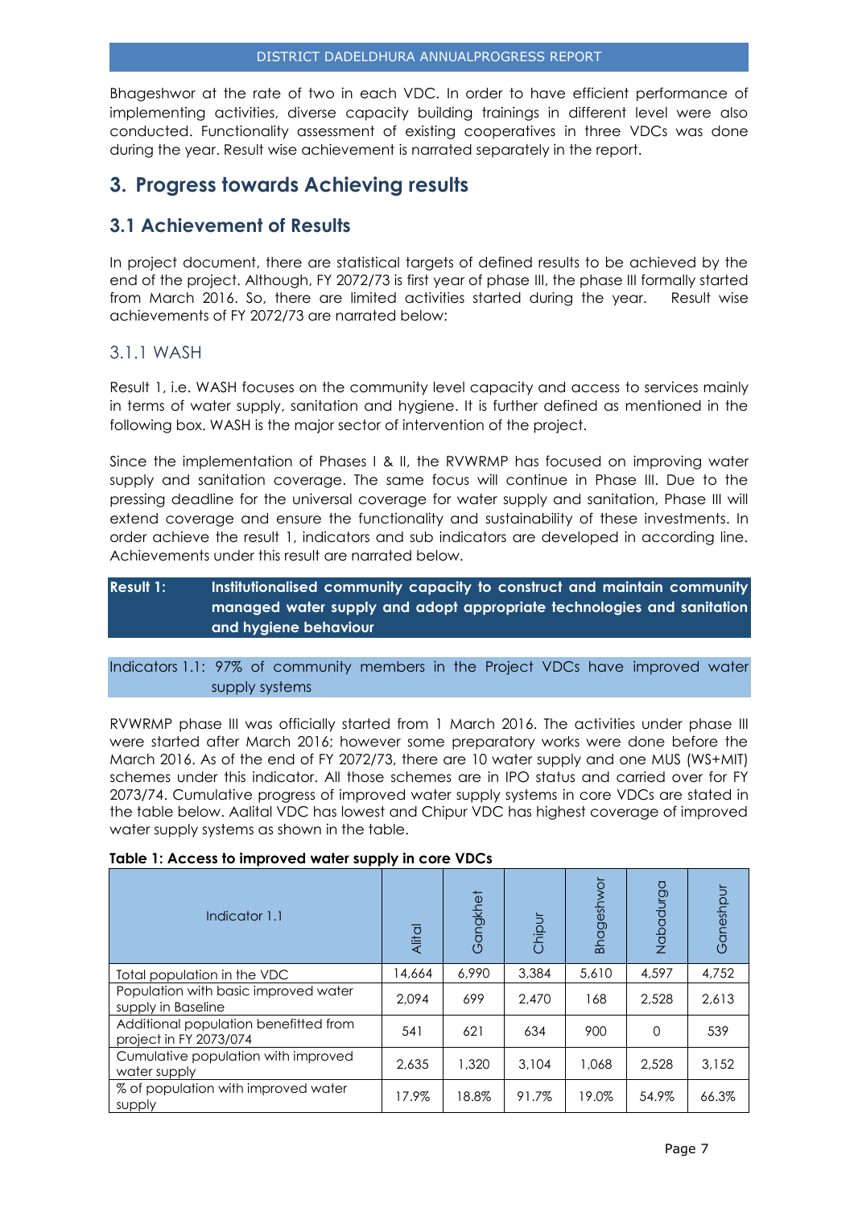Bhageshwor at the rate of two in each VDC. In order to have efficient performance of implementing activities, diverse capacity building trainings in different level were also conducted. Functionality assessment of existing cooperatives in three VDCs was done during the year. Result wise achievement is narrated separately in the report.

# 3. Progress towards Achieving results

## 3.1 Achievement of Results

In project document, there are statistical targets of defined results to be achieved by the end of the project. Although, FY 2072/73 is first year of phase III, the phase III formally started from March 2016. So, there are limited activities started during the year. Result wise achievements of FY 2072/73 are narrated below:

### 3.1.1 WASH

Result 1, i.e. WASH focuses on the community level capacity and access to services mainly in terms of water supply, sanitation and hygiene. It is further defined as mentioned in the following box. WASH is the major sector of intervention of the project.

Since the implementation of Phases I & II, the RVWRMP has focused on improving water supply and sanitation coverage. The same focus will continue in Phase III. Due to the pressing deadline for the universal coverage for water supply and sanitation, Phase III will extend coverage and ensure the functionality and sustainability of these investments. In order achieve the result 1, indicators and sub indicators are developed in according line. Achievements under this result are narrated below.

**Result 1: Institutionalised community capacity to construct and maintain community managed water supply and adopt appropriate technologies and sanitation and hygiene behaviour**

Indicators 1.1: 97% of community members in the Project VDCs have improved water supply systems

RVWRMP phase III was officially started from 1 March 2016. The activities under phase III were started after March 2016; however some preparatory works were done before the March 2016. As of the end of FY 2072/73, there are 10 water supply and one MUS (WS+MIT) schemes under this indicator. All those schemes are in IPO status and carried over for FY 2073/74. Cumulative progress of improved water supply systems in core VDCs are stated in the table below. Aalital VDC has lowest and Chipur VDC has highest coverage of improved water supply systems as shown in the table.

**Table 1: Access to improved water supply in core VDCs**

| Indicator 1.1 | Alital | Gangkhet | Chipur | Bhageshwor | Nabadurga | Ganeshpur |
|---|---|---|---|---|---|---|
| Total population in the VDC | 14,664 | 6,990 | 3,384 | 5,610 | 4,597 | 4,752 |
| Population with basic improved water supply in Baseline | 2,094 | 699 | 2,470 | 168 | 2,528 | 2,613 |
| Additional population benefitted from project in FY 2073/074 | 541 | 621 | 634 | 900 | 0 | 539 |
| Cumulative population with improved water supply | 2,635 | 1,320 | 3,104 | 1,068 | 2,528 | 3,152 |
| % of population with improved water supply | 17.9% | 18.8% | 91.7% | 19.0% | 54.9% | 66.3% |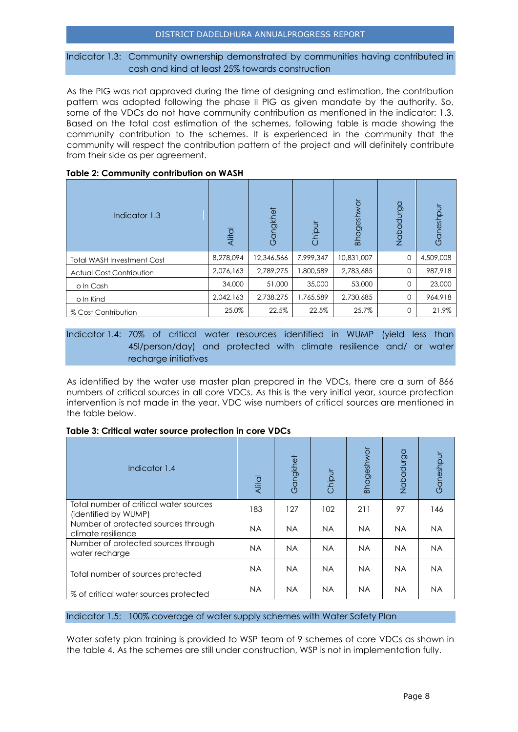Indicator 1.3: Community ownership demonstrated by communities having contributed in cash and kind at least 25% towards construction

As the PIG was not approved during the time of designing and estimation, the contribution pattern was adopted following the phase II PIG as given mandate by the authority. So, some of the VDCs do not have community contribution as mentioned in the indicator: 1.3. Based on the total cost estimation of the schemes, following table is made showing the community contribution to the schemes. It is experienced in the community that the community will respect the contribution pattern of the project and will definitely contribute from their side as per agreement.

**Table 2: Community contribution on WASH**

| Indicator 1.3 | Alital | Gangkhet | Chipur | Bhageshwor | Nabadurga | Ganeshpur |
|---|---|---|---|---|---|---|
| Total WASH Investment Cost | 8,278,094 | 12,346,566 | 7,999,347 | 10,831,007 | 0 | 4,509,008 |
| Actual Cost Contribution | 2,076,163 | 2,789,275 | 1,800,589 | 2,783,685 | 0 | 987,918 |
| o In Cash | 34,000 | 51,000 | 35,000 | 53,000 | 0 | 23,000 |
| o In Kind | 2,042,163 | 2,738,275 | 1,765,589 | 2,730,685 | 0 | 964,918 |
| % Cost Contribution | 25.0% | 22.5% | 22.5% | 25.7% | 0 | 21.9% |

Indicator 1.4: 70% of critical water resources identified in WUMP (yield less than 45l/person/day) and protected with climate resilience and/ or water recharge initiatives

As identified by the water use master plan prepared in the VDCs, there are a sum of 866 numbers of critical sources in all core VDCs. As this is the very initial year, source protection intervention is not made in the year. VDC wise numbers of critical sources are mentioned in the table below.

**Table 3: Critical water source protection in core VDCs**

| Indicator 1.4 | Alital | Gangkhet | Chipur | Bhageshwor | Nabadurga | Ganeshpur |
|---|---|---|---|---|---|---|
| Total number of critical water sources (identified by WUMP) | 183 | 127 | 102 | 211 | 97 | 146 |
| Number of protected sources through climate resilience | NA | NA | NA | NA | NA | NA |
| Number of protected sources through water recharge | NA | NA | NA | NA | NA | NA |
| Total number of sources protected | NA | NA | NA | NA | NA | NA |
| % of critical water sources protected | NA | NA | NA | NA | NA | NA |

Indicator 1.5: 100% coverage of water supply schemes with Water Safety Plan

Water safety plan training is provided to WSP team of 9 schemes of core VDCs as shown in the table 4. As the schemes are still under construction, WSP is not in implementation fully.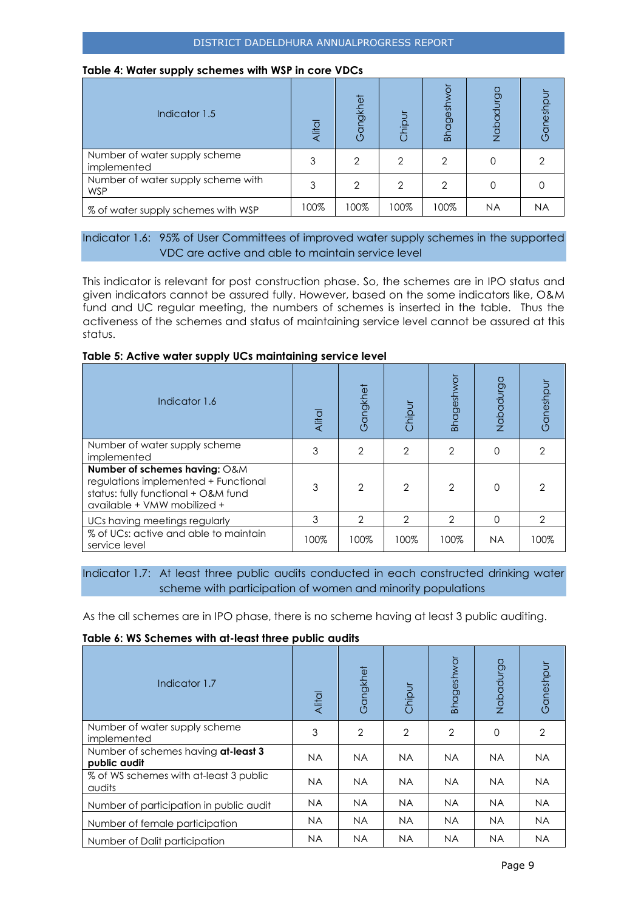**Table 4: Water supply schemes with WSP in core VDCs**

| Indicator 1.5 | Alital | Gangkhet | Chipur | Bhageshwor | Nabadurga | Ganeshpur |
|---|---|---|---|---|---|---|
| Number of water supply scheme implemented | 3 | 2 | 2 | 2 | 0 | 2 |
| Number of water supply scheme with WSP | 3 | 2 | 2 | 2 | 0 | 0 |
| % of water supply schemes with WSP | 100% | 100% | 100% | 100% | NA | NA |

Indicator 1.6: 95% of User Committees of improved water supply schemes in the supported VDC are active and able to maintain service level

This indicator is relevant for post construction phase. So, the schemes are in IPO status and given indicators cannot be assured fully. However, based on the some indicators like, O&M fund and UC regular meeting, the numbers of schemes is inserted in the table. Thus the activeness of the schemes and status of maintaining service level cannot be assured at this status.

**Table 5: Active water supply UCs maintaining service level**

| Indicator 1.6 | Alital | Gangkhet | Chipur | Bhageshwor | Nabadurga | Ganeshpur |
|---|---|---|---|---|---|---|
| Number of water supply scheme implemented | 3 | 2 | 2 | 2 | 0 | 2 |
| **Number of schemes having:** O&M regulations implemented + Functional status: fully functional + O&M fund available + VMW mobilized + | 3 | 2 | 2 | 2 | 0 | 2 |
| UCs having meetings regularly | 3 | 2 | 2 | 2 | 0 | 2 |
| % of UCs: active and able to maintain service level | 100% | 100% | 100% | 100% | NA | 100% |

Indicator 1.7: At least three public audits conducted in each constructed drinking water scheme with participation of women and minority populations

As the all schemes are in IPO phase, there is no scheme having at least 3 public auditing.

**Table 6: WS Schemes with at-least three public audits**

| Indicator 1.7 | Alital | Gangkhet | Chipur | Bhageshwor | Nabadurga | Ganeshpur |
|---|---|---|---|---|---|---|
| Number of water supply scheme implemented | 3 | 2 | 2 | 2 | 0 | 2 |
| Number of schemes having **at-least 3 public audit** | NA | NA | NA | NA | NA | NA |
| % of WS schemes with at-least 3 public audits | NA | NA | NA | NA | NA | NA |
| Number of participation in public audit | NA | NA | NA | NA | NA | NA |
| Number of female participation | NA | NA | NA | NA | NA | NA |
| Number of Dalit participation | NA | NA | NA | NA | NA | NA |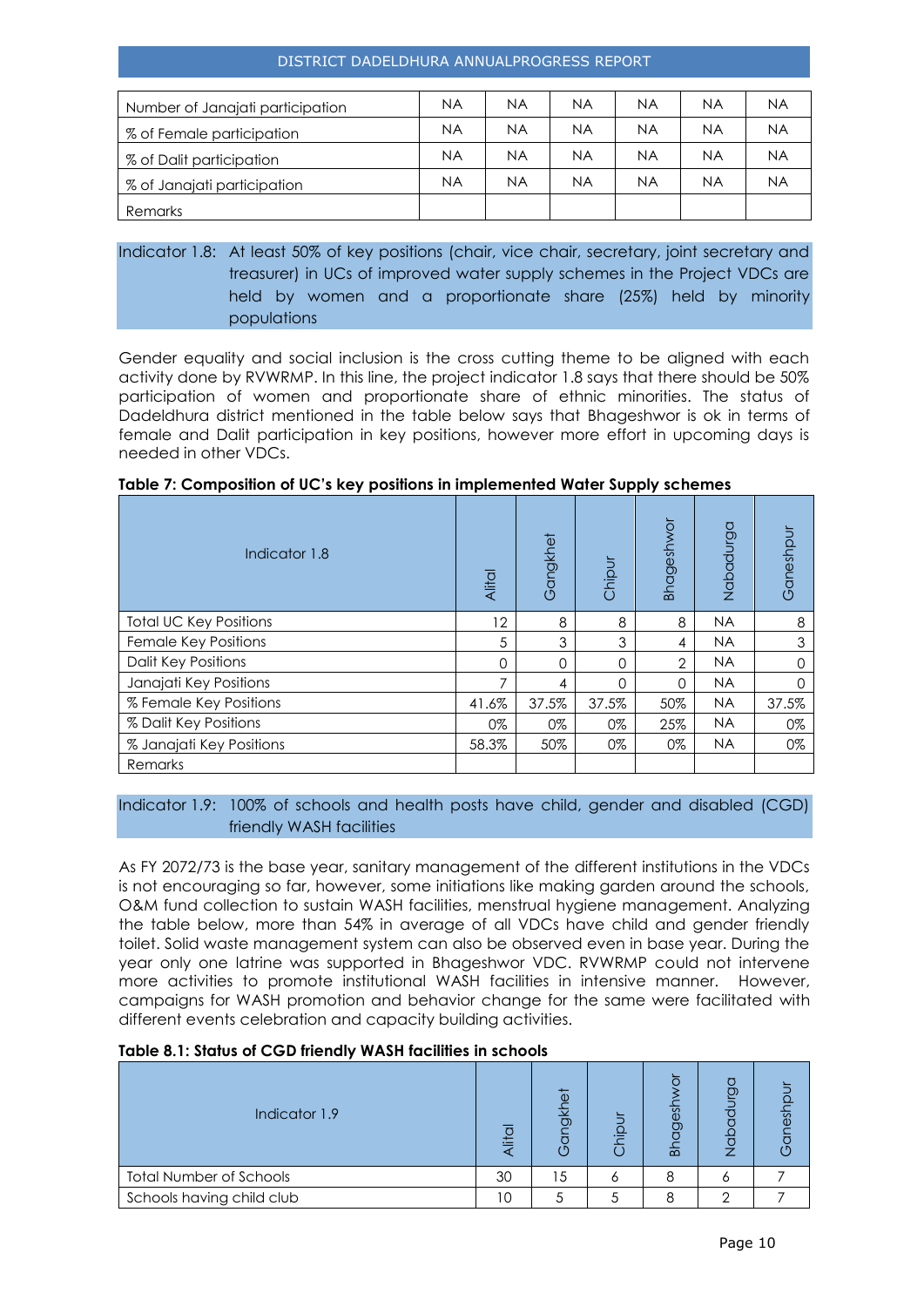| Number of Janajati participation | NA | NA | NA | NA | NA | NA |
|---|---|---|---|---|---|---|
| % of Female participation | NA | NA | NA | NA | NA | NA |
| % of Dalit participation | NA | NA | NA | NA | NA | NA |
| % of Janajati participation | NA | NA | NA | NA | NA | NA |
| Remarks | | | | | | |

**Indicator 1.8: At least 50% of key positions (chair, vice chair, secretary, joint secretary and treasurer) in UCs of improved water supply schemes in the Project VDCs are held by women and a proportionate share (25%) held by minority populations**

Gender equality and social inclusion is the cross cutting theme to be aligned with each activity done by RVWRMP. In this line, the project indicator 1.8 says that there should be 50% participation of women and proportionate share of ethnic minorities. The status of Dadeldhura district mentioned in the table below says that Bhageshwor is ok in terms of female and Dalit participation in key positions, however more effort in upcoming days is needed in other VDCs.

**Table 7: Composition of UC's key positions in implemented Water Supply schemes**

| Indicator 1.8 | Alital | Gangkhet | Chipur | Bhageshwor | Nabadurga | Ganeshpur |
|---|---|---|---|---|---|---|
| Total UC Key Positions | 12 | 8 | 8 | 8 | NA | 8 |
| Female Key Positions | 5 | 3 | 3 | 4 | NA | 3 |
| Dalit Key Positions | 0 | 0 | 0 | 2 | NA | 0 |
| Janajati Key Positions | 7 | 4 | 0 | 0 | NA | 0 |
| % Female Key Positions | 41.6% | 37.5% | 37.5% | 50% | NA | 37.5% |
| % Dalit Key Positions | 0% | 0% | 0% | 25% | NA | 0% |
| % Janajati Key Positions | 58.3% | 50% | 0% | 0% | NA | 0% |
| Remarks | | | | | | |

**Indicator 1.9: 100% of schools and health posts have child, gender and disabled (CGD) friendly WASH facilities**

As FY 2072/73 is the base year, sanitary management of the different institutions in the VDCs is not encouraging so far, however, some initiations like making garden around the schools, O&M fund collection to sustain WASH facilities, menstrual hygiene management. Analyzing the table below, more than 54% in average of all VDCs have child and gender friendly toilet. Solid waste management system can also be observed even in base year. During the year only one latrine was supported in Bhageshwor VDC. RVWRMP could not intervene more activities to promote institutional WASH facilities in intensive manner. However, campaigns for WASH promotion and behavior change for the same were facilitated with different events celebration and capacity building activities.

**Table 8.1: Status of CGD friendly WASH facilities in schools**

| Indicator 1.9 | Alital | Gangkhet | Chipur | Bhageshwor | Nabadurga | Ganeshpur |
|---|---|---|---|---|---|---|
| Total Number of Schools | 30 | 15 | 6 | 8 | 6 | 7 |
| Schools having child club | 10 | 5 | 5 | 8 | 2 | 7 |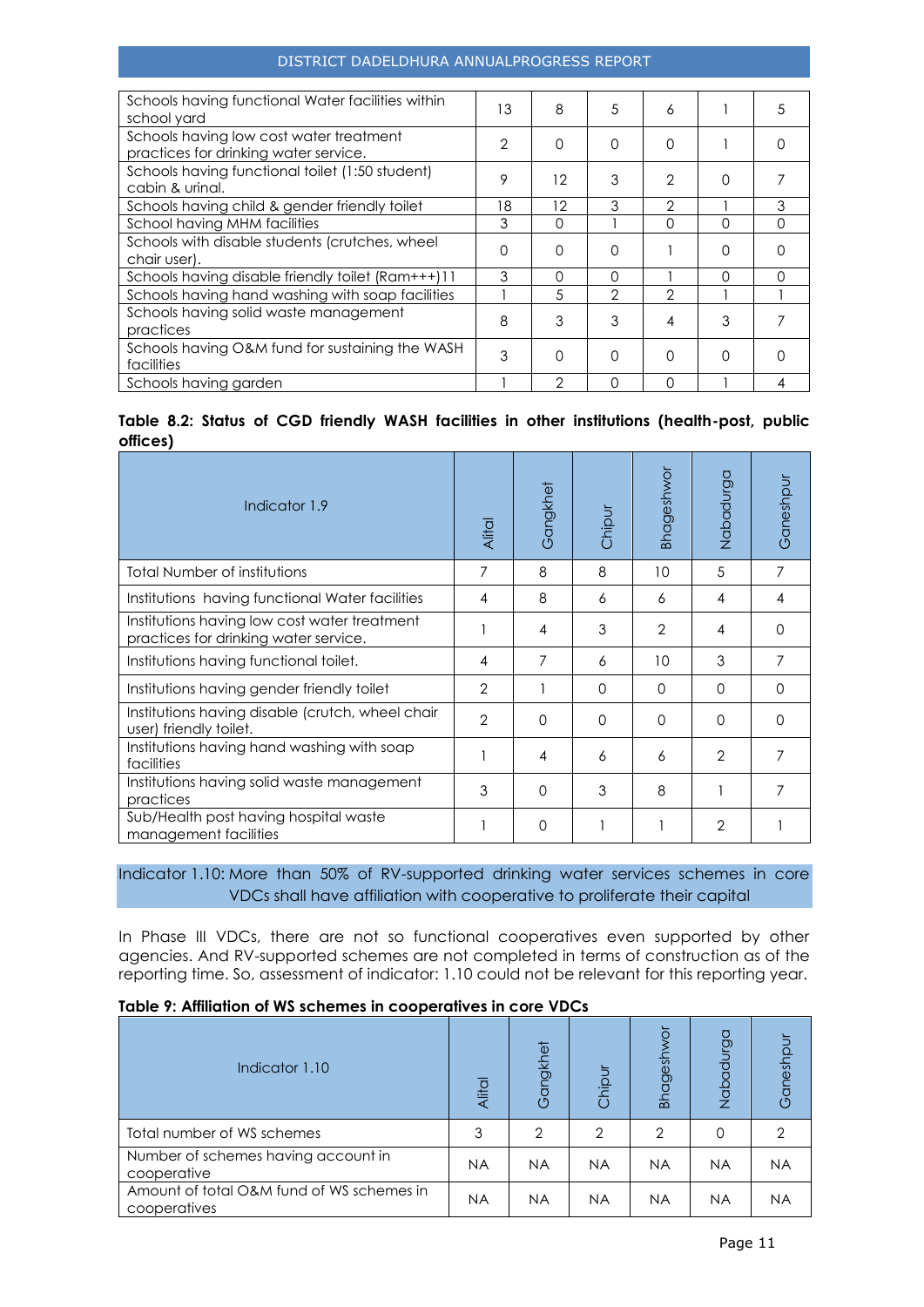| | | | | | | |
|---|---|---|---|---|---|---|
| Schools having functional Water facilities within school yard | 13 | 8 | 5 | 6 | 1 | 5 |
| Schools having low cost water treatment practices for drinking water service. | 2 | 0 | 0 | 0 | 1 | 0 |
| Schools having functional toilet (1:50 student) cabin & urinal. | 9 | 12 | 3 | 2 | 0 | 7 |
| Schools having child & gender friendly toilet | 18 | 12 | 3 | 2 | 1 | 3 |
| School having MHM facilities | 3 | 0 | 1 | 0 | 0 | 0 |
| Schools with disable students (crutches, wheel chair user). | 0 | 0 | 0 | 1 | 0 | 0 |
| Schools having disable friendly toilet (Ram+++)11 | 3 | 0 | 0 | 1 | 0 | 0 |
| Schools having hand washing with soap facilities | 1 | 5 | 2 | 2 | 1 | 1 |
| Schools having solid waste management practices | 8 | 3 | 3 | 4 | 3 | 7 |
| Schools having O&M fund for sustaining the WASH facilities | 3 | 0 | 0 | 0 | 0 | 0 |
| Schools having garden | 1 | 2 | 0 | 0 | 1 | 4 |

**Table 8.2: Status of CGD friendly WASH facilities in other institutions (health-post, public offices)**

| Indicator 1.9 | Alital | Gangkhet | Chipur | Bhageshwor | Nabadurga | Ganeshpur |
|---|---|---|---|---|---|---|
| Total Number of institutions | 7 | 8 | 8 | 10 | 5 | 7 |
| Institutions having functional Water facilities | 4 | 8 | 6 | 6 | 4 | 4 |
| Institutions having low cost water treatment practices for drinking water service. | 1 | 4 | 3 | 2 | 4 | 0 |
| Institutions having functional toilet. | 4 | 7 | 6 | 10 | 3 | 7 |
| Institutions having gender friendly toilet | 2 | 1 | 0 | 0 | 0 | 0 |
| Institutions having disable (crutch, wheel chair user) friendly toilet. | 2 | 0 | 0 | 0 | 0 | 0 |
| Institutions having hand washing with soap facilities | 1 | 4 | 6 | 6 | 2 | 7 |
| Institutions having solid waste management practices | 3 | 0 | 3 | 8 | 1 | 7 |
| Sub/Health post having hospital waste management facilities | 1 | 0 | 1 | 1 | 2 | 1 |

### Indicator 1.10: More than 50% of RV-supported drinking water services schemes in core VDCs shall have affiliation with cooperative to proliferate their capital

In Phase III VDCs, there are not so functional cooperatives even supported by other agencies. And RV-supported schemes are not completed in terms of construction as of the reporting time. So, assessment of indicator: 1.10 could not be relevant for this reporting year.

**Table 9: Affiliation of WS schemes in cooperatives in core VDCs**

| Indicator 1.10 | Alital | Gangkhet | Chipur | Bhageshwor | Nabadurga | Ganeshpur |
|---|---|---|---|---|---|---|
| Total number of WS schemes | 3 | 2 | 2 | 2 | 0 | 2 |
| Number of schemes having account in cooperative | NA | NA | NA | NA | NA | NA |
| Amount of total O&M fund of WS schemes in cooperatives | NA | NA | NA | NA | NA | NA |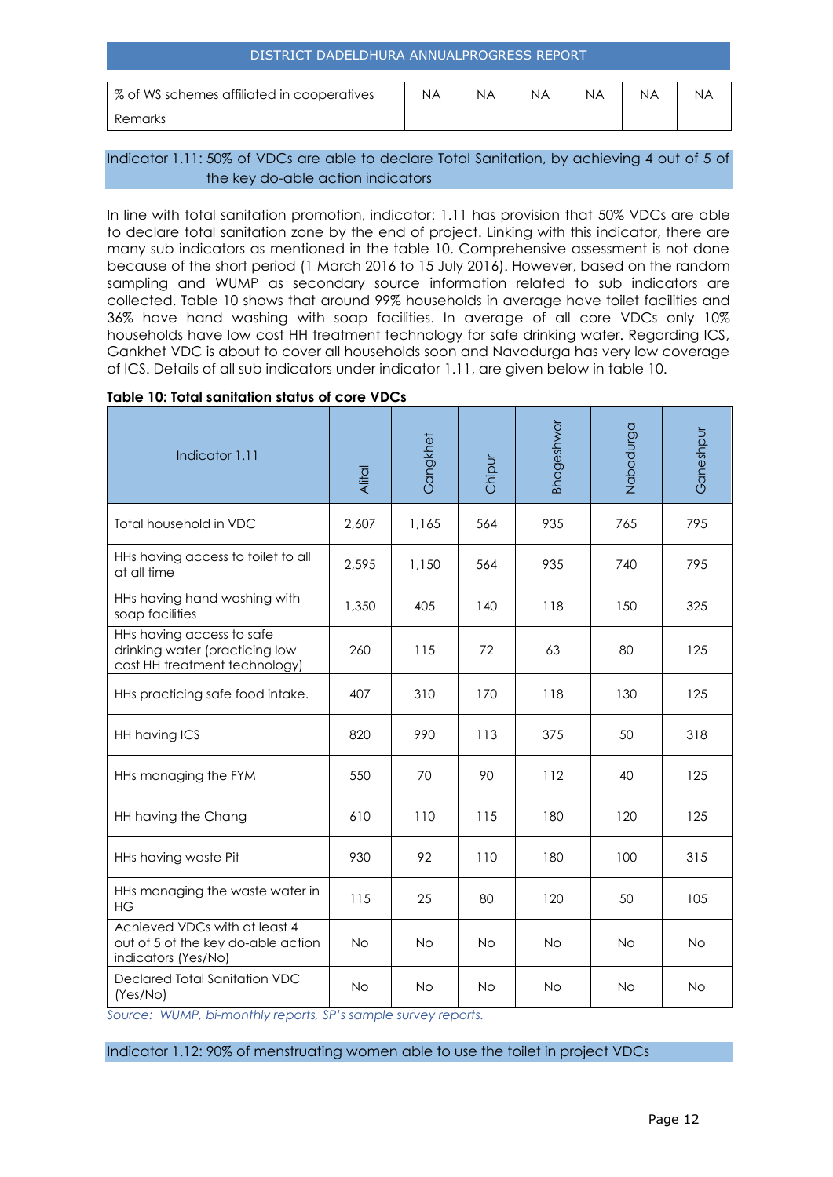| % of WS schemes affiliated in cooperatives | NA | NA | NA | NA | NA | NA |
|---|---|---|---|---|---|---|
| Remarks | | | | | | |

### Indicator 1.11: 50% of VDCs are able to declare Total Sanitation, by achieving 4 out of 5 of the key do-able action indicators

In line with total sanitation promotion, indicator: 1.11 has provision that 50% VDCs are able to declare total sanitation zone by the end of project. Linking with this indicator, there are many sub indicators as mentioned in the table 10. Comprehensive assessment is not done because of the short period (1 March 2016 to 15 July 2016). However, based on the random sampling and WUMP as secondary source information related to sub indicators are collected. Table 10 shows that around 99% households in average have toilet facilities and 36% have hand washing with soap facilities. In average of all core VDCs only 10% households have low cost HH treatment technology for safe drinking water. Regarding ICS, Gankhet VDC is about to cover all households soon and Navadurga has very low coverage of ICS. Details of all sub indicators under indicator 1.11, are given below in table 10.

**Table 10: Total sanitation status of core VDCs**

| Indicator 1.11 | Alital | Gangkhet | Chipur | Bhageshwor | Nabadurga | Ganeshpur |
|---|---|---|---|---|---|---|
| Total household in VDC | 2,607 | 1,165 | 564 | 935 | 765 | 795 |
| HHs having access to toilet to all at all time | 2,595 | 1,150 | 564 | 935 | 740 | 795 |
| HHs having hand washing with soap facilities | 1,350 | 405 | 140 | 118 | 150 | 325 |
| HHs having access to safe drinking water (practicing low cost HH treatment technology) | 260 | 115 | 72 | 63 | 80 | 125 |
| HHs practicing safe food intake. | 407 | 310 | 170 | 118 | 130 | 125 |
| HH having ICS | 820 | 990 | 113 | 375 | 50 | 318 |
| HHs managing the FYM | 550 | 70 | 90 | 112 | 40 | 125 |
| HH having the Chang | 610 | 110 | 115 | 180 | 120 | 125 |
| HHs having waste Pit | 930 | 92 | 110 | 180 | 100 | 315 |
| HHs managing the waste water in HG | 115 | 25 | 80 | 120 | 50 | 105 |
| Achieved VDCs with at least 4 out of 5 of the key do-able action indicators (Yes/No) | No | No | No | No | No | No |
| Declared Total Sanitation VDC (Yes/No) | No | No | No | No | No | No |

*Source: WUMP, bi-monthly reports, SP's sample survey reports.*

### Indicator 1.12: 90% of menstruating women able to use the toilet in project VDCs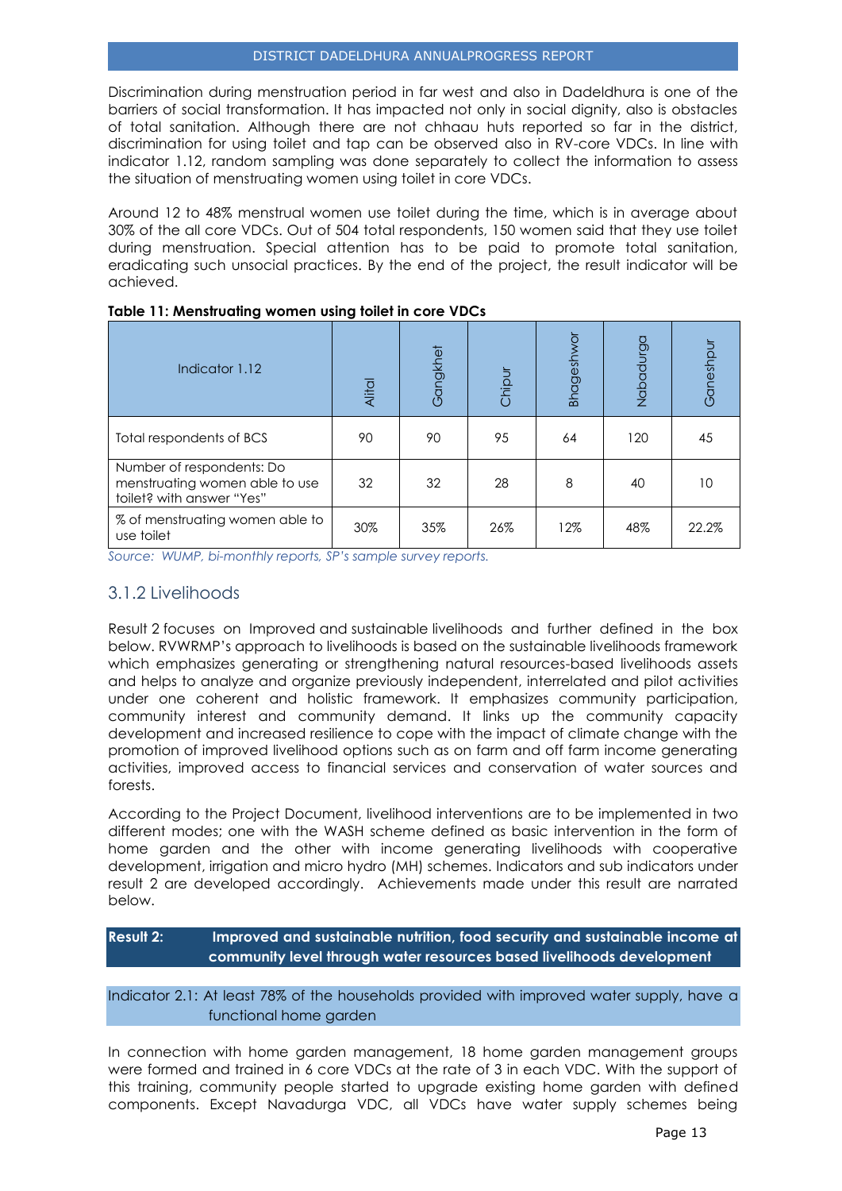Discrimination during menstruation period in far west and also in Dadeldhura is one of the barriers of social transformation. It has impacted not only in social dignity, also is obstacles of total sanitation. Although there are not chhaau huts reported so far in the district, discrimination for using toilet and tap can be observed also in RV-core VDCs. In line with indicator 1.12, random sampling was done separately to collect the information to assess the situation of menstruating women using toilet in core VDCs.

Around 12 to 48% menstrual women use toilet during the time, which is in average about 30% of the all core VDCs. Out of 504 total respondents, 150 women said that they use toilet during menstruation. Special attention has to be paid to promote total sanitation, eradicating such unsocial practices. By the end of the project, the result indicator will be achieved.

**Table 11: Menstruating women using toilet in core VDCs**

| Indicator 1.12 | Alital | Gangkhet | Chipur | Bhageshwor | Nabadurga | Ganeshpur |
|---|---|---|---|---|---|---|
| Total respondents of BCS | 90 | 90 | 95 | 64 | 120 | 45 |
| Number of respondents: Do menstruating women able to use toilet? with answer "Yes" | 32 | 32 | 28 | 8 | 40 | 10 |
| % of menstruating women able to use toilet | 30% | 35% | 26% | 12% | 48% | 22.2% |

*Source: WUMP, bi-monthly reports, SP's sample survey reports.*

### 3.1.2 Livelihoods

Result 2 focuses on Improved and sustainable livelihoods and further defined in the box below. RVWRMP's approach to livelihoods is based on the sustainable livelihoods framework which emphasizes generating or strengthening natural resources-based livelihoods assets and helps to analyze and organize previously independent, interrelated and pilot activities under one coherent and holistic framework. It emphasizes community participation, community interest and community demand. It links up the community capacity development and increased resilience to cope with the impact of climate change with the promotion of improved livelihood options such as on farm and off farm income generating activities, improved access to financial services and conservation of water sources and forests.

According to the Project Document, livelihood interventions are to be implemented in two different modes; one with the WASH scheme defined as basic intervention in the form of home garden and the other with income generating livelihoods with cooperative development, irrigation and micro hydro (MH) schemes. Indicators and sub indicators under result 2 are developed accordingly. Achievements made under this result are narrated below.

**Result 2: Improved and sustainable nutrition, food security and sustainable income at community level through water resources based livelihoods development**

Indicator 2.1: At least 78% of the households provided with improved water supply, have a functional home garden

In connection with home garden management, 18 home garden management groups were formed and trained in 6 core VDCs at the rate of 3 in each VDC. With the support of this training, community people started to upgrade existing home garden with defined components. Except Navadurga VDC, all VDCs have water supply schemes being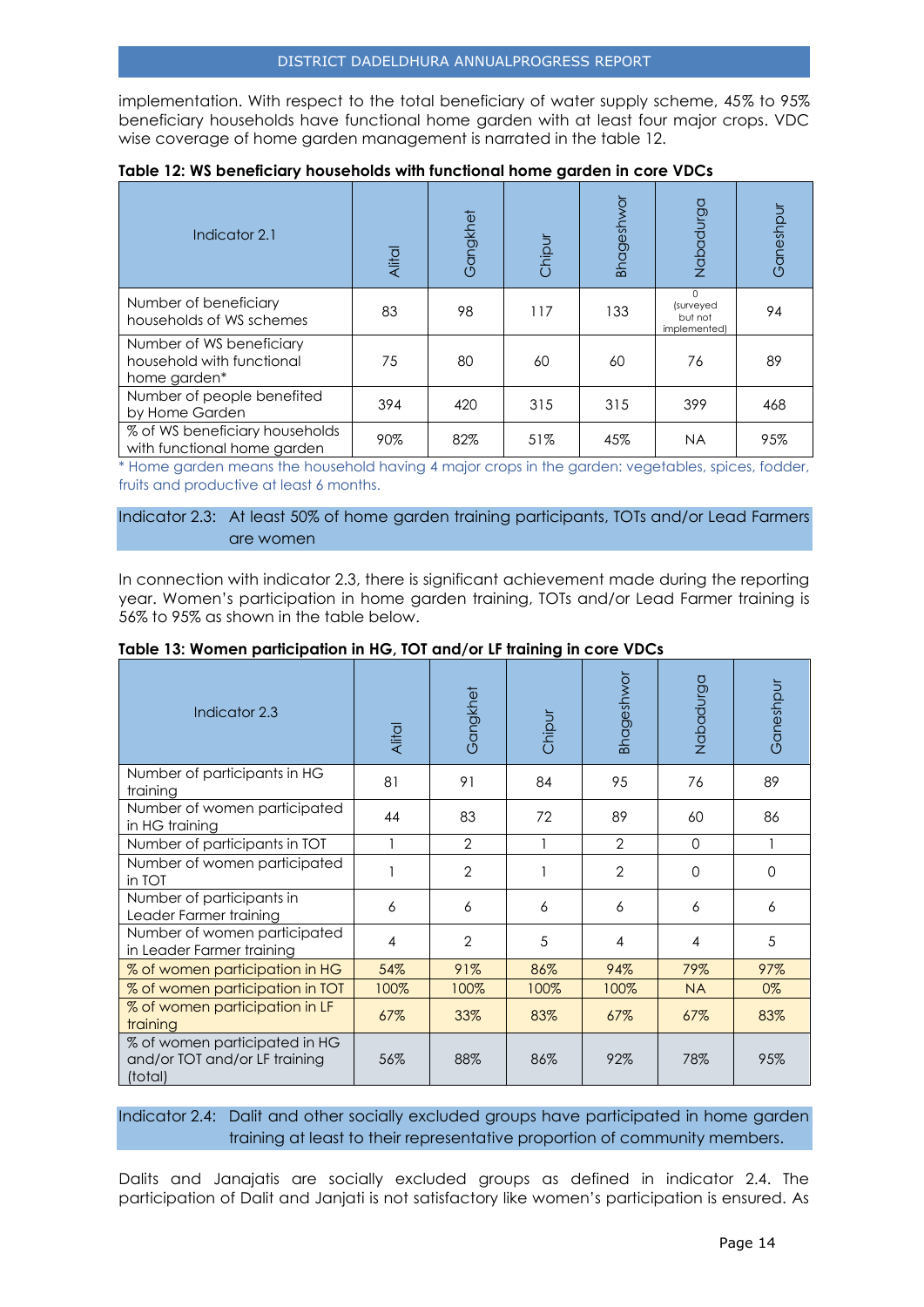implementation. With respect to the total beneficiary of water supply scheme, 45% to 95% beneficiary households have functional home garden with at least four major crops. VDC wise coverage of home garden management is narrated in the table 12.

**Table 12: WS beneficiary households with functional home garden in core VDCs**

| Indicator 2.1 | Alital | Gangkhet | Chipur | Bhageshwor | Nabadurga | Ganeshpur |
|---|---|---|---|---|---|---|
| Number of beneficiary households of WS schemes | 83 | 98 | 117 | 133 | 0 (surveyed but not implemented) | 94 |
| Number of WS beneficiary household with functional home garden* | 75 | 80 | 60 | 60 | 76 | 89 |
| Number of people benefited by Home Garden | 394 | 420 | 315 | 315 | 399 | 468 |
| % of WS beneficiary households with functional home garden | 90% | 82% | 51% | 45% | NA | 95% |

* Home garden means the household having 4 major crops in the garden: vegetables, spices, fodder, fruits and productive at least 6 months.

Indicator 2.3: At least 50% of home garden training participants, TOTs and/or Lead Farmers are women

In connection with indicator 2.3, there is significant achievement made during the reporting year. Women's participation in home garden training, TOTs and/or Lead Farmer training is 56% to 95% as shown in the table below.

**Table 13: Women participation in HG, TOT and/or LF training in core VDCs**

| Indicator 2.3 | Alital | Gangkhet | Chipur | Bhageshwor | Nabadurga | Ganeshpur |
|---|---|---|---|---|---|---|
| Number of participants in HG training | 81 | 91 | 84 | 95 | 76 | 89 |
| Number of women participated in HG training | 44 | 83 | 72 | 89 | 60 | 86 |
| Number of participants in TOT | 1 | 2 | 1 | 2 | 0 | 1 |
| Number of women participated in TOT | 1 | 2 | 1 | 2 | 0 | 0 |
| Number of participants in Leader Farmer training | 6 | 6 | 6 | 6 | 6 | 6 |
| Number of women participated in Leader Farmer training | 4 | 2 | 5 | 4 | 4 | 5 |
| % of women participation in HG | 54% | 91% | 86% | 94% | 79% | 97% |
| % of women participation in TOT | 100% | 100% | 100% | 100% | NA | 0% |
| % of women participation in LF training | 67% | 33% | 83% | 67% | 67% | 83% |
| % of women participated in HG and/or TOT and/or LF training (total) | 56% | 88% | 86% | 92% | 78% | 95% |

Indicator 2.4: Dalit and other socially excluded groups have participated in home garden training at least to their representative proportion of community members.

Dalits and Janajatis are socially excluded groups as defined in indicator 2.4. The participation of Dalit and Janjati is not satisfactory like women's participation is ensured. As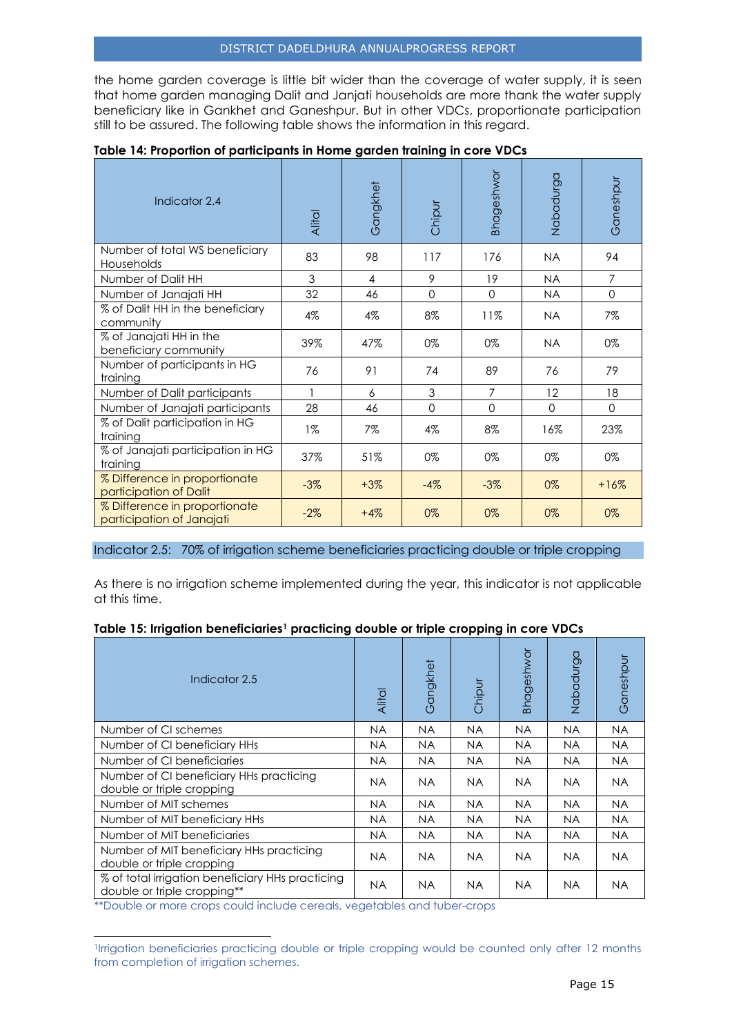the home garden coverage is little bit wider than the coverage of water supply, it is seen that home garden managing Dalit and Janjati households are more thank the water supply beneficiary like in Gankhet and Ganeshpur. But in other VDCs, proportionate participation still to be assured. The following table shows the information in this regard.

**Table 14: Proportion of participants in Home garden training in core VDCs**

| Indicator 2.4 | Alital | Gangkhet | Chipur | Bhageshwor | Nabadurga | Ganeshpur |
|---|---|---|---|---|---|---|
| Number of total WS beneficiary Households | 83 | 98 | 117 | 176 | NA | 94 |
| Number of Dalit HH | 3 | 4 | 9 | 19 | NA | 7 |
| Number of Janajati HH | 32 | 46 | 0 | 0 | NA | 0 |
| % of Dalit HH in the beneficiary community | 4% | 4% | 8% | 11% | NA | 7% |
| % of Janajati HH in the beneficiary community | 39% | 47% | 0% | 0% | NA | 0% |
| Number of participants in HG training | 76 | 91 | 74 | 89 | 76 | 79 |
| Number of Dalit participants | 1 | 6 | 3 | 7 | 12 | 18 |
| Number of Janajati participants | 28 | 46 | 0 | 0 | 0 | 0 |
| % of Dalit participation in HG training | 1% | 7% | 4% | 8% | 16% | 23% |
| % of Janajati participation in HG training | 37% | 51% | 0% | 0% | 0% | 0% |
| % Difference in proportionate participation of Dalit | -3% | +3% | -4% | -3% | 0% | +16% |
| % Difference in proportionate participation of Janajati | -2% | +4% | 0% | 0% | 0% | 0% |

Indicator 2.5: 70% of irrigation scheme beneficiaries practicing double or triple cropping

As there is no irrigation scheme implemented during the year, this indicator is not applicable at this time.

**Table 15: Irrigation beneficiaries[1] practicing double or triple cropping in core VDCs**

| Indicator 2.5 | Alital | Gangkhet | Chipur | Bhageshwor | Nabadurga | Ganeshpur |
|---|---|---|---|---|---|---|
| Number of CI schemes | NA | NA | NA | NA | NA | NA |
| Number of CI beneficiary HHs | NA | NA | NA | NA | NA | NA |
| Number of CI beneficiaries | NA | NA | NA | NA | NA | NA |
| Number of CI beneficiary HHs practicing double or triple cropping | NA | NA | NA | NA | NA | NA |
| Number of MIT schemes | NA | NA | NA | NA | NA | NA |
| Number of MIT beneficiary HHs | NA | NA | NA | NA | NA | NA |
| Number of MIT beneficiaries | NA | NA | NA | NA | NA | NA |
| Number of MIT beneficiary HHs practicing double or triple cropping | NA | NA | NA | NA | NA | NA |
| % of total irrigation beneficiary HHs practicing double or triple cropping** | NA | NA | NA | NA | NA | NA |

**Double or more crops could include cereals, vegetables and tuber-crops

[1] Irrigation beneficiaries practicing double or triple cropping would be counted only after 12 months from completion of irrigation schemes.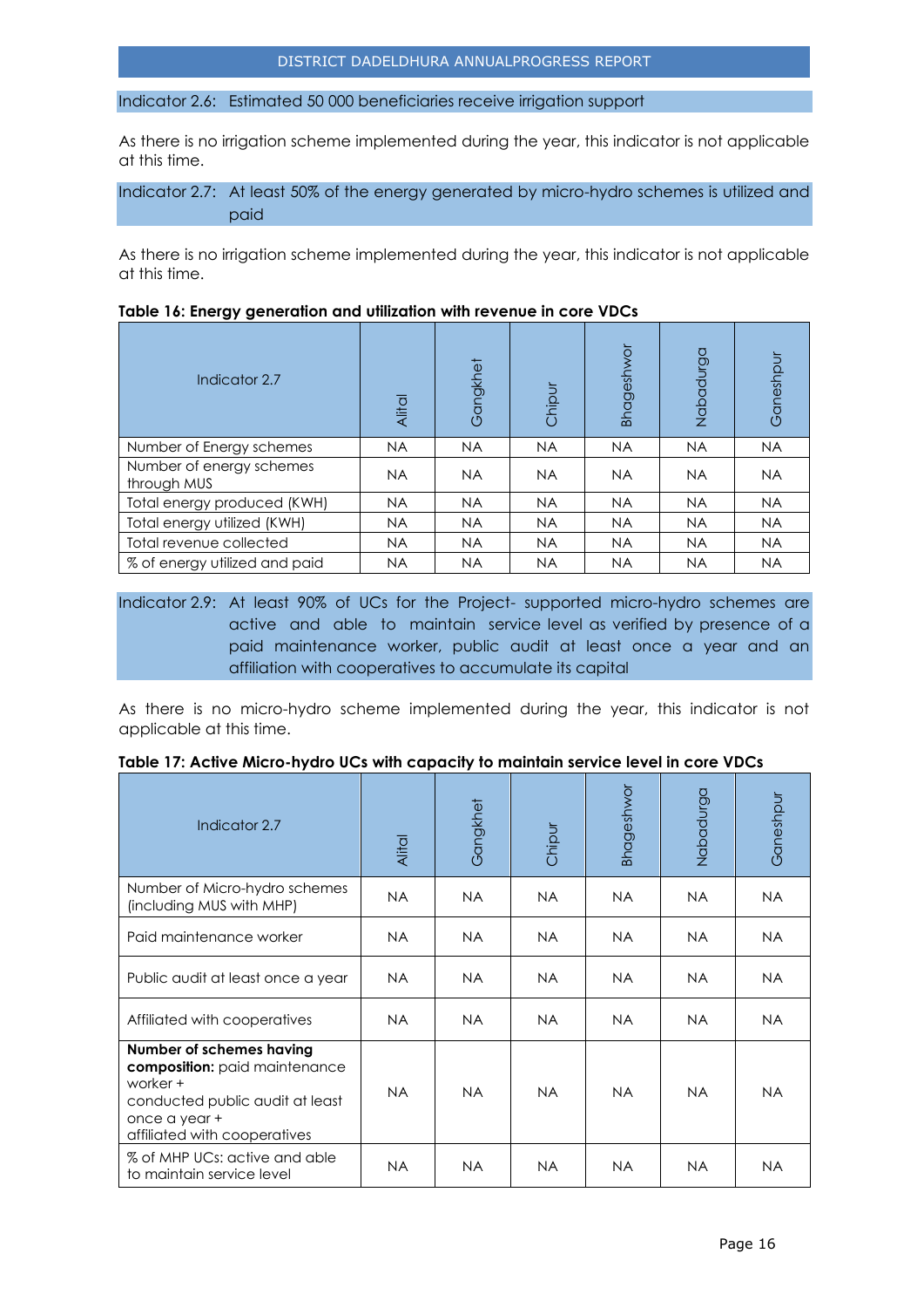### Indicator 2.6: Estimated 50 000 beneficiaries receive irrigation support

As there is no irrigation scheme implemented during the year, this indicator is not applicable at this time.

### Indicator 2.7: At least 50% of the energy generated by micro-hydro schemes is utilized and paid

As there is no irrigation scheme implemented during the year, this indicator is not applicable at this time.

**Table 16: Energy generation and utilization with revenue in core VDCs**

| Indicator 2.7 | Alital | Gangkhet | Chipur | Bhageshwor | Nabadurga | Ganeshpur |
|---|---|---|---|---|---|---|
| Number of Energy schemes | NA | NA | NA | NA | NA | NA |
| Number of energy schemes through MUS | NA | NA | NA | NA | NA | NA |
| Total energy produced (KWH) | NA | NA | NA | NA | NA | NA |
| Total energy utilized (KWH) | NA | NA | NA | NA | NA | NA |
| Total revenue collected | NA | NA | NA | NA | NA | NA |
| % of energy utilized and paid | NA | NA | NA | NA | NA | NA |

### Indicator 2.9: At least 90% of UCs for the Project- supported micro-hydro schemes are active and able to maintain service level as verified by presence of a paid maintenance worker, public audit at least once a year and an affiliation with cooperatives to accumulate its capital

As there is no micro-hydro scheme implemented during the year, this indicator is not applicable at this time.

**Table 17: Active Micro-hydro UCs with capacity to maintain service level in core VDCs**

| Indicator 2.7 | Alital | Gangkhet | Chipur | Bhageshwor | Nabadurga | Ganeshpur |
|---|---|---|---|---|---|---|
| Number of Micro-hydro schemes (including MUS with MHP) | NA | NA | NA | NA | NA | NA |
| Paid maintenance worker | NA | NA | NA | NA | NA | NA |
| Public audit at least once a year | NA | NA | NA | NA | NA | NA |
| Affiliated with cooperatives | NA | NA | NA | NA | NA | NA |
| **Number of schemes having composition:** paid maintenance worker + conducted public audit at least once a year + affiliated with cooperatives | NA | NA | NA | NA | NA | NA |
| % of MHP UCs: active and able to maintain service level | NA | NA | NA | NA | NA | NA |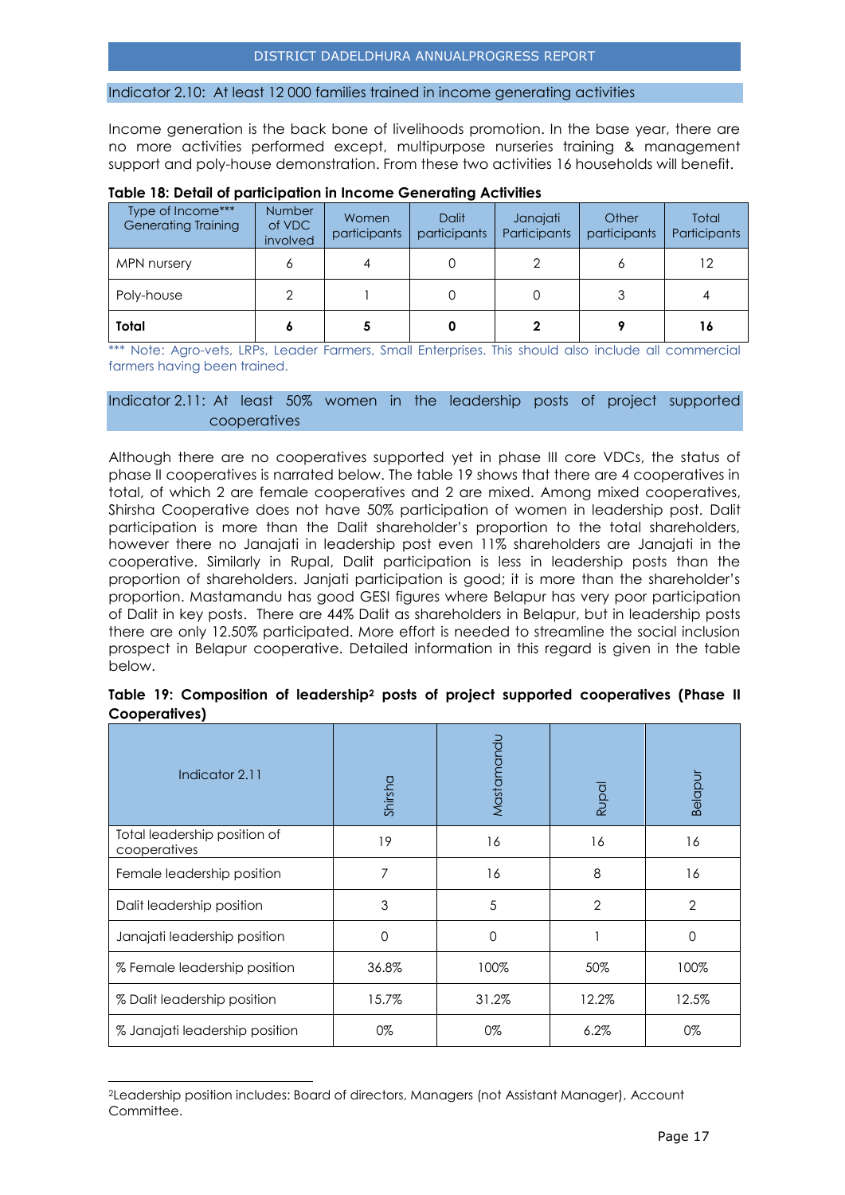### Indicator 2.10: At least 12 000 families trained in income generating activities

Income generation is the back bone of livelihoods promotion. In the base year, there are no more activities performed except, multipurpose nurseries training & management support and poly-house demonstration. From these two activities 16 households will benefit.

**Table 18: Detail of participation in Income Generating Activities**

| Type of Income*** Generating Training | Number of VDC involved | Women participants | Dalit participants | Janajati Participants | Other participants | Total Participants |
|---|---|---|---|---|---|---|
| MPN nursery | 6 | 4 | 0 | 2 | 6 | 12 |
| Poly-house | 2 | 1 | 0 | 0 | 3 | 4 |
| **Total** | **6** | **5** | **0** | **2** | **9** | **16** |

*** Note: Agro-vets, LRPs, Leader Farmers, Small Enterprises. This should also include all commercial farmers having been trained.

### Indicator 2.11: At least 50% women in the leadership posts of project supported cooperatives

Although there are no cooperatives supported yet in phase III core VDCs, the status of phase II cooperatives is narrated below. The table 19 shows that there are 4 cooperatives in total, of which 2 are female cooperatives and 2 are mixed. Among mixed cooperatives, Shirsha Cooperative does not have 50% participation of women in leadership post. Dalit participation is more than the Dalit shareholder's proportion to the total shareholders, however there no Janajati in leadership post even 11% shareholders are Janajati in the cooperative. Similarly in Rupal, Dalit participation is less in leadership posts than the proportion of shareholders. Janjati participation is good; it is more than the shareholder's proportion. Mastamandu has good GESI figures where Belapur has very poor participation of Dalit in key posts. There are 44% Dalit as shareholders in Belapur, but in leadership posts there are only 12.50% participated. More effort is needed to streamline the social inclusion prospect in Belapur cooperative. Detailed information in this regard is given in the table below.

**Table 19: Composition of leadership[2] posts of project supported cooperatives (Phase II Cooperatives)**

| Indicator 2.11 | Shirsha | Mastamandu | Rupal | Belapur |
|---|---|---|---|---|
| Total leadership position of cooperatives | 19 | 16 | 16 | 16 |
| Female leadership position | 7 | 16 | 8 | 16 |
| Dalit leadership position | 3 | 5 | 2 | 2 |
| Janajati leadership position | 0 | 0 | 1 | 0 |
| % Female leadership position | 36.8% | 100% | 50% | 100% |
| % Dalit leadership position | 15.7% | 31.2% | 12.2% | 12.5% |
| % Janajati leadership position | 0% | 0% | 6.2% | 0% |

[2] Leadership position includes: Board of directors, Managers (not Assistant Manager), Account Committee.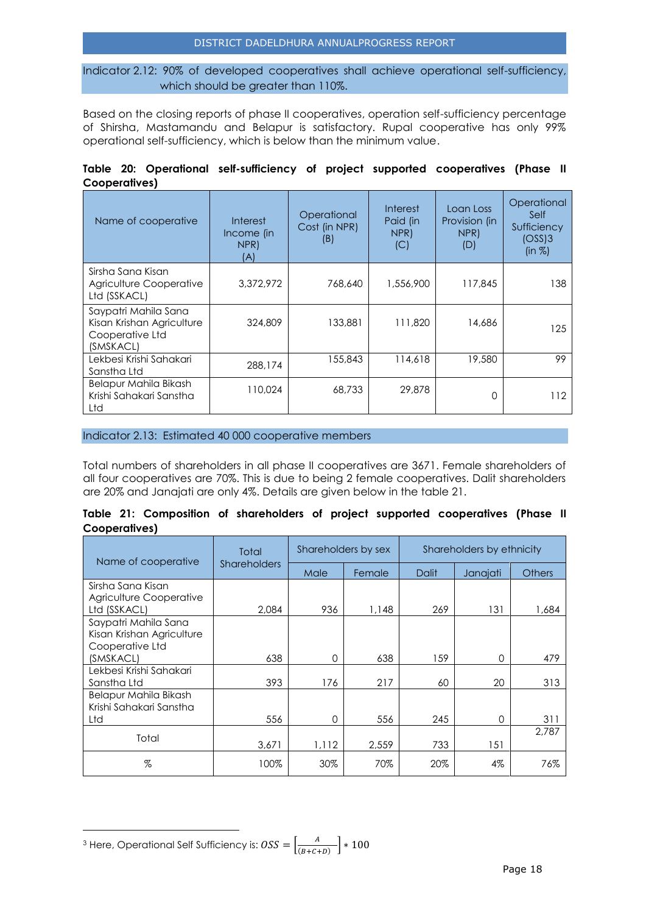Indicator 2.12: 90% of developed cooperatives shall achieve operational self-sufficiency, which should be greater than 110%.

Based on the closing reports of phase II cooperatives, operation self-sufficiency percentage of Shirsha, Mastamandu and Belapur is satisfactory. Rupal cooperative has only 99% operational self-sufficiency, which is below than the minimum value.

**Table 20: Operational self-sufficiency of project supported cooperatives (Phase II Cooperatives)**

| Name of cooperative | Interest Income (in NPR) (A) | Operational Cost (in NPR) (B) | Interest Paid (in NPR) (C) | Loan Loss Provision (in NPR) (D) | Operational Self Sufficiency (OSS)[3] (in %) |
|---|---|---|---|---|---|
| Sirsha Sana Kisan Agriculture Cooperative Ltd (SSKACL) | 3,372,972 | 768,640 | 1,556,900 | 117,845 | 138 |
| Saypatri Mahila Sana Kisan Krishan Agriculture Cooperative Ltd (SMSKACL) | 324,809 | 133,881 | 111,820 | 14,686 | 125 |
| Lekbesi Krishi Sahakari Sanstha Ltd | 288,174 | 155,843 | 114,618 | 19,580 | 99 |
| Belapur Mahila Bikash Krishi Sahakari Sanstha Ltd | 110,024 | 68,733 | 29,878 | 0 | 112 |

Indicator 2.13: Estimated 40 000 cooperative members

Total numbers of shareholders in all phase II cooperatives are 3671. Female shareholders of all four cooperatives are 70%. This is due to being 2 female cooperatives. Dalit shareholders are 20% and Janajati are only 4%. Details are given below in the table 21.

**Table 21: Composition of shareholders of project supported cooperatives (Phase II Cooperatives)**

| Name of cooperative | Total Shareholders | Shareholders by sex | | Shareholders by ethnicity | | |
|---|---|---|---|---|---|---|
| | | Male | Female | Dalit | Janajati | Others |
| Sirsha Sana Kisan Agriculture Cooperative Ltd (SSKACL) | 2,084 | 936 | 1,148 | 269 | 131 | 1,684 |
| Saypatri Mahila Sana Kisan Krishan Agriculture Cooperative Ltd (SMSKACL) | 638 | 0 | 638 | 159 | 0 | 479 |
| Lekbesi Krishi Sahakari Sanstha Ltd | 393 | 176 | 217 | 60 | 20 | 313 |
| Belapur Mahila Bikash Krishi Sahakari Sanstha Ltd | 556 | 0 | 556 | 245 | 0 | 311 |
| Total | 3,671 | 1,112 | 2,559 | 733 | 151 | 2,787 |
| % | 100% | 30% | 70% | 20% | 4% | 76% |

[3] Here, Operational Self Sufficiency is: $OSS = \left[\frac{A}{(B+C+D)}\right] * 100$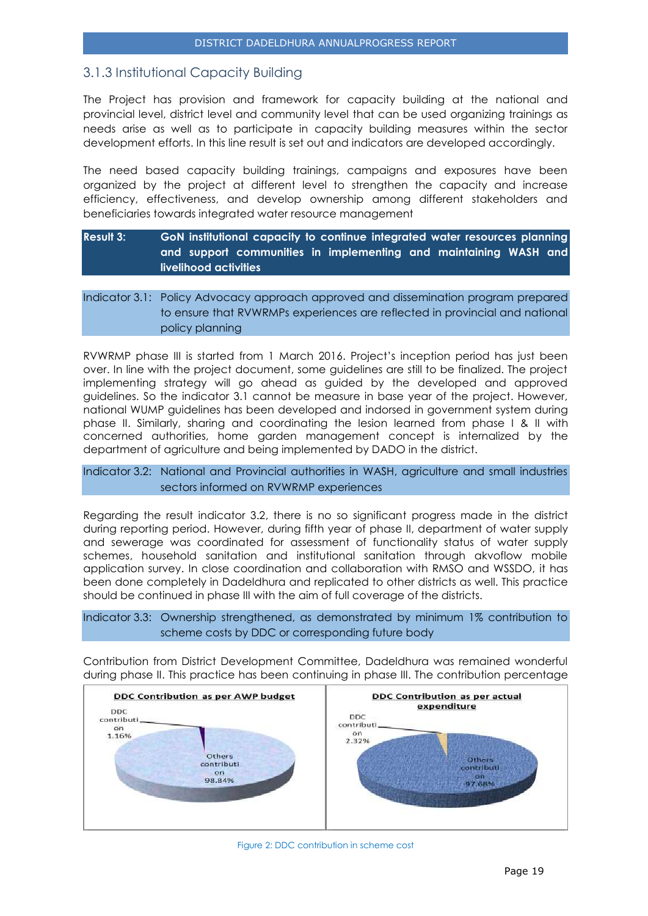### 3.1.3 Institutional Capacity Building

The Project has provision and framework for capacity building at the national and provincial level, district level and community level that can be used organizing trainings as needs arise as well as to participate in capacity building measures within the sector development efforts. In this line result is set out and indicators are developed accordingly.

The need based capacity building trainings, campaigns and exposures have been organized by the project at different level to strengthen the capacity and increase efficiency, effectiveness, and develop ownership among different stakeholders and beneficiaries towards integrated water resource management

**Result 3: GoN institutional capacity to continue integrated water resources planning and support communities in implementing and maintaining WASH and livelihood activities**

Indicator 3.1: Policy Advocacy approach approved and dissemination program prepared to ensure that RVWRMPs experiences are reflected in provincial and national policy planning

RVWRMP phase III is started from 1 March 2016. Project's inception period has just been over. In line with the project document, some guidelines are still to be finalized. The project implementing strategy will go ahead as guided by the developed and approved guidelines. So the indicator 3.1 cannot be measure in base year of the project. However, national WUMP guidelines has been developed and indorsed in government system during phase II. Similarly, sharing and coordinating the lesion learned from phase I & II with concerned authorities, home garden management concept is internalized by the department of agriculture and being implemented by DADO in the district.

Indicator 3.2: National and Provincial authorities in WASH, agriculture and small industries sectors informed on RVWRMP experiences

Regarding the result indicator 3.2, there is no so significant progress made in the district during reporting period. However, during fifth year of phase II, department of water supply and sewerage was coordinated for assessment of functionality status of water supply schemes, household sanitation and institutional sanitation through akvoflow mobile application survey. In close coordination and collaboration with RMSO and WSSDO, it has been done completely in Dadeldhura and replicated to other districts as well. This practice should be continued in phase III with the aim of full coverage of the districts.

Indicator 3.3: Ownership strengthened, as demonstrated by minimum 1% contribution to scheme costs by DDC or corresponding future body

Contribution from District Development Committee, Dadeldhura was remained wonderful during phase II. This practice has been continuing in phase III. The contribution percentage

| DDC Contribution as per AWP budget | DDC Contribution as per actual expenditure |
|---|---|
| DDC contribution 1.16% | DDC contribution 2.32% |
| Others contribution 98.84% | Others contribution 97.68% |

Figure 2: DDC contribution in scheme cost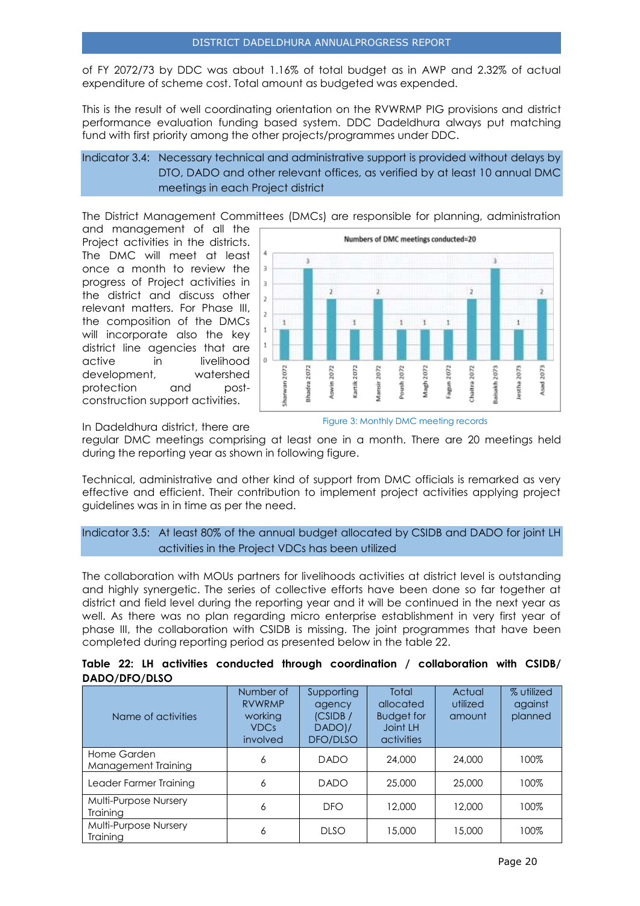of FY 2072/73 by DDC was about 1.16% of total budget as in AWP and 2.32% of actual expenditure of scheme cost. Total amount as budgeted was expended.

This is the result of well coordinating orientation on the RVWRMP PIG provisions and district performance evaluation funding based system. DDC Dadeldhura always put matching fund with first priority among the other projects/programmes under DDC.

**Indicator 3.4: Necessary technical and administrative support is provided without delays by DTO, DADO and other relevant offices, as verified by at least 10 annual DMC meetings in each Project district**

The District Management Committees (DMCs) are responsible for planning, administration and management of all the Project activities in the districts. The DMC will meet at least once a month to review the progress of Project activities in the district and discuss other relevant matters. For Phase III, the composition of the DMCs will incorporate also the key district line agencies that are active in livelihood development, watershed protection and post-construction support activities.

Figure 3: Monthly DMC meeting records

In Dadeldhura district, there are regular DMC meetings comprising at least one in a month. There are 20 meetings held during the reporting year as shown in following figure.

Technical, administrative and other kind of support from DMC officials is remarked as very effective and efficient. Their contribution to implement project activities applying project guidelines was in in time as per the need.

**Indicator 3.5: At least 80% of the annual budget allocated by CSIDB and DADO for joint LH activities in the Project VDCs has been utilized**

The collaboration with MOUs partners for livelihoods activities at district level is outstanding and highly synergetic. The series of collective efforts have been done so far together at district and field level during the reporting year and it will be continued in the next year as well. As there was no plan regarding micro enterprise establishment in very first year of phase III, the collaboration with CSIDB is missing. The joint programmes that have been completed during reporting period as presented below in the table 22.

**Table 22: LH activities conducted through coordination / collaboration with CSIDB/ DADO/DFO/DLSO**

| Name of activities | Number of RVWRMP working VDCs involved | Supporting agency (CSIDB / DADO)/ DFO/DLSO | Total allocated Budget for Joint LH activities | Actual utilized amount | % utilized against planned |
|---|---|---|---|---|---|
| Home Garden Management Training | 6 | DADO | 24,000 | 24,000 | 100% |
| Leader Farmer Training | 6 | DADO | 25,000 | 25,000 | 100% |
| Multi-Purpose Nursery Training | 6 | DFO | 12,000 | 12,000 | 100% |
| Multi-Purpose Nursery Training | 6 | DLSO | 15,000 | 15,000 | 100% |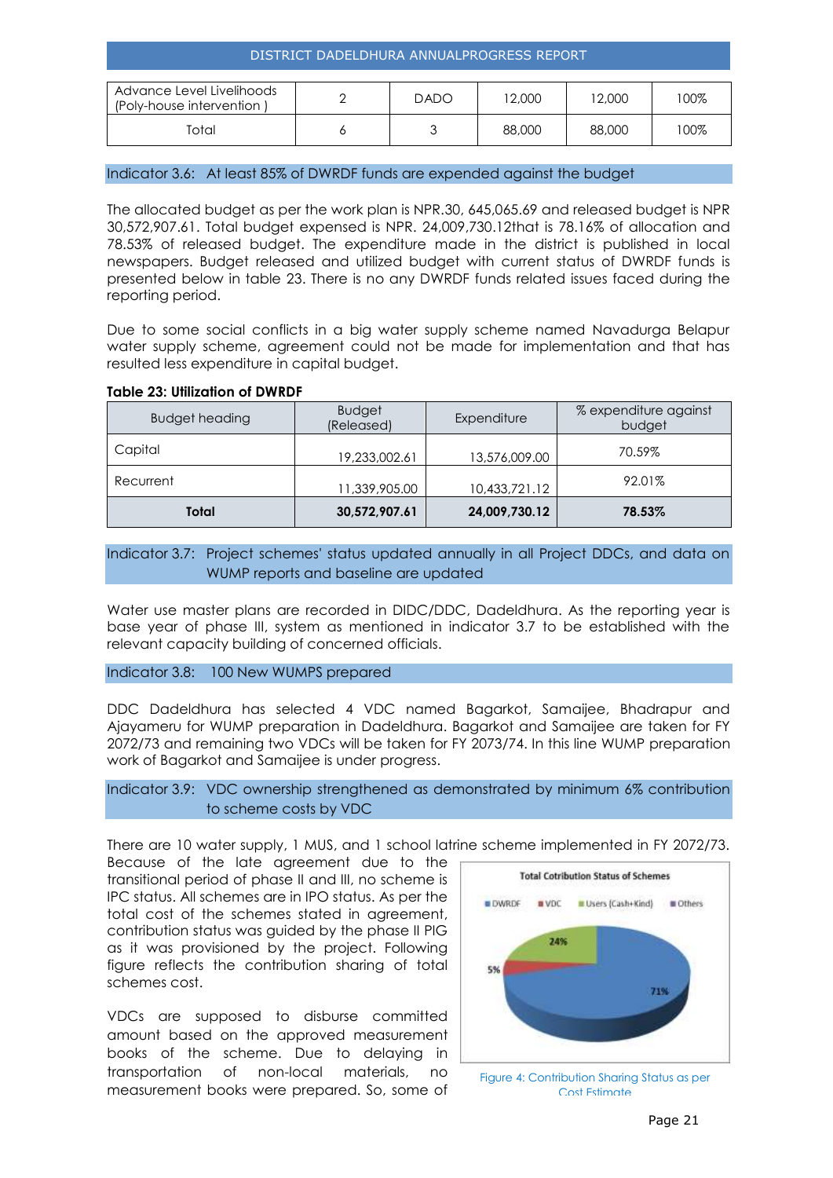| Advance Level Livelihoods (Poly-house intervention ) | 2 | DADO | 12,000 | 12,000 | 100% |
|---|---|---|---|---|---|
| Total | 6 | 3 | 88,000 | 88,000 | 100% |

### Indicator 3.6: At least 85% of DWRDF funds are expended against the budget

The allocated budget as per the work plan is NPR.30, 645,065.69 and released budget is NPR 30,572,907.61. Total budget expensed is NPR. 24,009,730.12that is 78.16% of allocation and 78.53% of released budget. The expenditure made in the district is published in local newspapers. Budget released and utilized budget with current status of DWRDF funds is presented below in table 23. There is no any DWRDF funds related issues faced during the reporting period.

Due to some social conflicts in a big water supply scheme named Navadurga Belapur water supply scheme, agreement could not be made for implementation and that has resulted less expenditure in capital budget.

**Table 23: Utilization of DWRDF**

| Budget heading | Budget (Released) | Expenditure | % expenditure against budget |
|---|---|---|---|
| Capital | 19,233,002.61 | 13,576,009.00 | 70.59% |
| Recurrent | 11,339,905.00 | 10,433,721.12 | 92.01% |
| **Total** | **30,572,907.61** | **24,009,730.12** | **78.53%** |

### Indicator 3.7: Project schemes' status updated annually in all Project DDCs, and data on WUMP reports and baseline are updated

Water use master plans are recorded in DIDC/DDC, Dadeldhura. As the reporting year is base year of phase III, system as mentioned in indicator 3.7 to be established with the relevant capacity building of concerned officials.

### Indicator 3.8: 100 New WUMPS prepared

DDC Dadeldhura has selected 4 VDC named Bagarkot, Samaijee, Bhadrapur and Ajayameru for WUMP preparation in Dadeldhura. Bagarkot and Samaijee are taken for FY 2072/73 and remaining two VDCs will be taken for FY 2073/74. In this line WUMP preparation work of Bagarkot and Samaijee is under progress.

### Indicator 3.9: VDC ownership strengthened as demonstrated by minimum 6% contribution to scheme costs by VDC

There are 10 water supply, 1 MUS, and 1 school latrine scheme implemented in FY 2072/73. Because of the late agreement due to the transitional period of phase II and III, no scheme is IPC status. All schemes are in IPO status. As per the total cost of the schemes stated in agreement, contribution status was guided by the phase II PIG as it was provisioned by the project. Following figure reflects the contribution sharing of total schemes cost.

Total Cotribution Status of Schemes

DWRDF 71% | VDC 5% | Users (Cash+Kind) 24% | Others

Figure 4: Contribution Sharing Status as per Cost Estimate

VDCs are supposed to disburse committed amount based on the approved measurement books of the scheme. Due to delaying in transportation of non-local materials, no measurement books were prepared. So, some of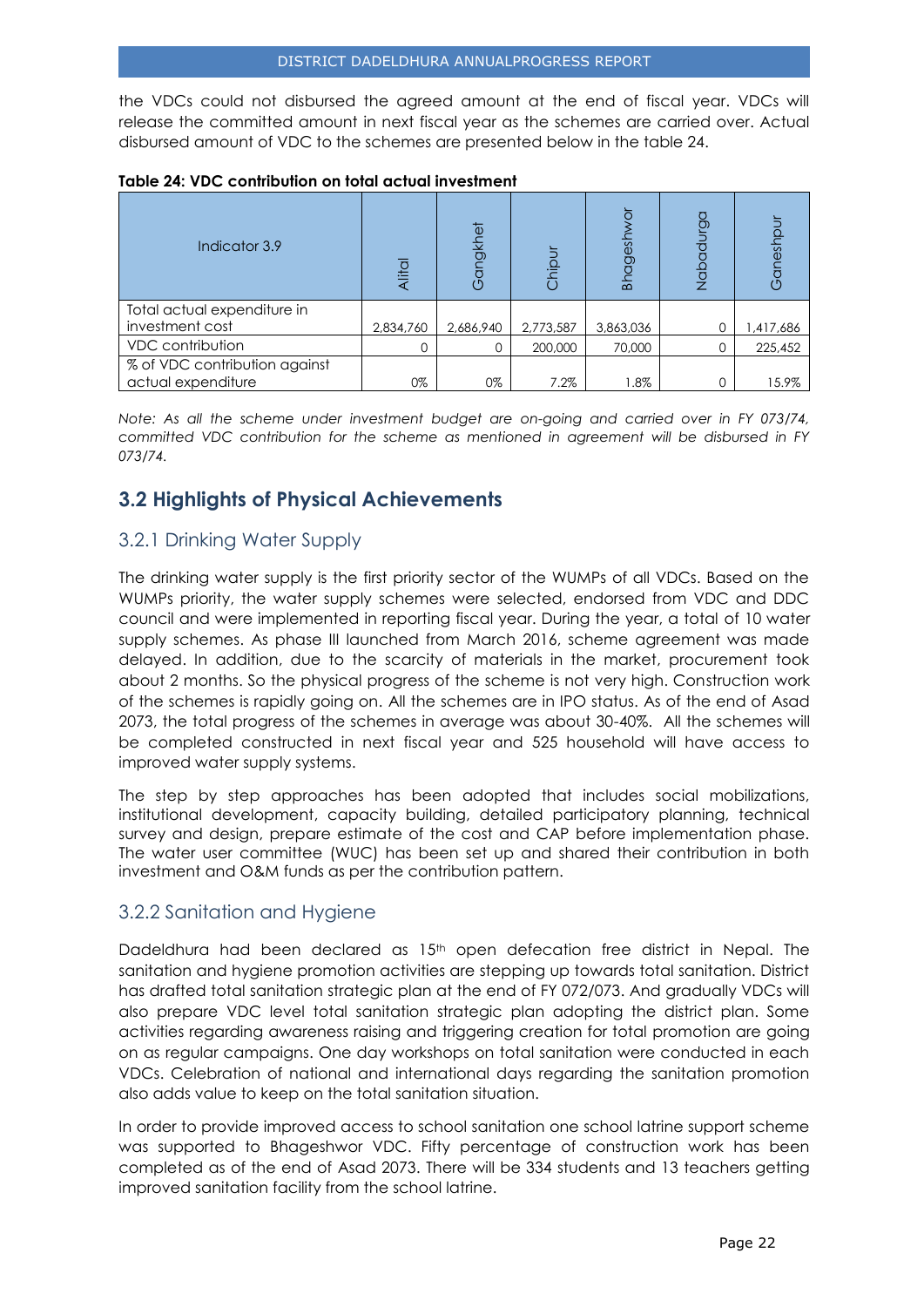the VDCs could not disbursed the agreed amount at the end of fiscal year. VDCs will release the committed amount in next fiscal year as the schemes are carried over. Actual disbursed amount of VDC to the schemes are presented below in the table 24.

**Table 24: VDC contribution on total actual investment**

| Indicator 3.9 | Alital | Gangkhet | Chipur | Bhageshwor | Nabadurga | Ganeshpur |
|---|---|---|---|---|---|---|
| Total actual expenditure in investment cost | 2,834,760 | 2,686,940 | 2,773,587 | 3,863,036 | 0 | 1,417,686 |
| VDC contribution | 0 | 0 | 200,000 | 70,000 | 0 | 225,452 |
| % of VDC contribution against actual expenditure | 0% | 0% | 7.2% | 1.8% | 0 | 15.9% |

*Note: As all the scheme under investment budget are on-going and carried over in FY 073/74, committed VDC contribution for the scheme as mentioned in agreement will be disbursed in FY 073/74.*

## 3.2 Highlights of Physical Achievements

### 3.2.1 Drinking Water Supply

The drinking water supply is the first priority sector of the WUMPs of all VDCs. Based on the WUMPs priority, the water supply schemes were selected, endorsed from VDC and DDC council and were implemented in reporting fiscal year. During the year, a total of 10 water supply schemes. As phase III launched from March 2016, scheme agreement was made delayed. In addition, due to the scarcity of materials in the market, procurement took about 2 months. So the physical progress of the scheme is not very high. Construction work of the schemes is rapidly going on. All the schemes are in IPO status. As of the end of Asad 2073, the total progress of the schemes in average was about 30-40%. All the schemes will be completed constructed in next fiscal year and 525 household will have access to improved water supply systems.

The step by step approaches has been adopted that includes social mobilizations, institutional development, capacity building, detailed participatory planning, technical survey and design, prepare estimate of the cost and CAP before implementation phase. The water user committee (WUC) has been set up and shared their contribution in both investment and O&M funds as per the contribution pattern.

### 3.2.2 Sanitation and Hygiene

Dadeldhura had been declared as 15th open defecation free district in Nepal. The sanitation and hygiene promotion activities are stepping up towards total sanitation. District has drafted total sanitation strategic plan at the end of FY 072/073. And gradually VDCs will also prepare VDC level total sanitation strategic plan adopting the district plan. Some activities regarding awareness raising and triggering creation for total promotion are going on as regular campaigns. One day workshops on total sanitation were conducted in each VDCs. Celebration of national and international days regarding the sanitation promotion also adds value to keep on the total sanitation situation.

In order to provide improved access to school sanitation one school latrine support scheme was supported to Bhageshwor VDC. Fifty percentage of construction work has been completed as of the end of Asad 2073. There will be 334 students and 13 teachers getting improved sanitation facility from the school latrine.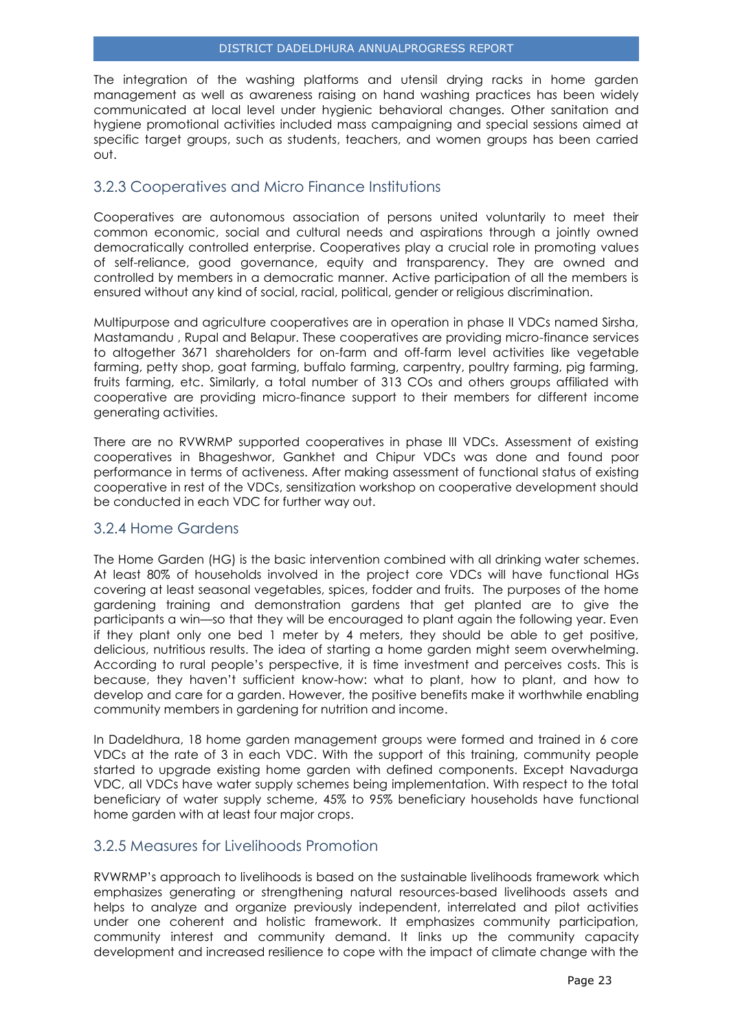The integration of the washing platforms and utensil drying racks in home garden management as well as awareness raising on hand washing practices has been widely communicated at local level under hygienic behavioral changes. Other sanitation and hygiene promotional activities included mass campaigning and special sessions aimed at specific target groups, such as students, teachers, and women groups has been carried out.

### 3.2.3 Cooperatives and Micro Finance Institutions

Cooperatives are autonomous association of persons united voluntarily to meet their common economic, social and cultural needs and aspirations through a jointly owned democratically controlled enterprise. Cooperatives play a crucial role in promoting values of self-reliance, good governance, equity and transparency. They are owned and controlled by members in a democratic manner. Active participation of all the members is ensured without any kind of social, racial, political, gender or religious discrimination.

Multipurpose and agriculture cooperatives are in operation in phase II VDCs named Sirsha, Mastamandu , Rupal and Belapur. These cooperatives are providing micro-finance services to altogether 3671 shareholders for on-farm and off-farm level activities like vegetable farming, petty shop, goat farming, buffalo farming, carpentry, poultry farming, pig farming, fruits farming, etc. Similarly, a total number of 313 COs and others groups affiliated with cooperative are providing micro-finance support to their members for different income generating activities.

There are no RVWRMP supported cooperatives in phase III VDCs. Assessment of existing cooperatives in Bhageshwor, Gankhet and Chipur VDCs was done and found poor performance in terms of activeness. After making assessment of functional status of existing cooperative in rest of the VDCs, sensitization workshop on cooperative development should be conducted in each VDC for further way out.

### 3.2.4 Home Gardens

The Home Garden (HG) is the basic intervention combined with all drinking water schemes. At least 80% of households involved in the project core VDCs will have functional HGs covering at least seasonal vegetables, spices, fodder and fruits. The purposes of the home gardening training and demonstration gardens that get planted are to give the participants a win—so that they will be encouraged to plant again the following year. Even if they plant only one bed 1 meter by 4 meters, they should be able to get positive, delicious, nutritious results. The idea of starting a home garden might seem overwhelming. According to rural people's perspective, it is time investment and perceives costs. This is because, they haven't sufficient know-how: what to plant, how to plant, and how to develop and care for a garden. However, the positive benefits make it worthwhile enabling community members in gardening for nutrition and income.

In Dadeldhura, 18 home garden management groups were formed and trained in 6 core VDCs at the rate of 3 in each VDC. With the support of this training, community people started to upgrade existing home garden with defined components. Except Navadurga VDC, all VDCs have water supply schemes being implementation. With respect to the total beneficiary of water supply scheme, 45% to 95% beneficiary households have functional home garden with at least four major crops.

### 3.2.5 Measures for Livelihoods Promotion

RVWRMP's approach to livelihoods is based on the sustainable livelihoods framework which emphasizes generating or strengthening natural resources-based livelihoods assets and helps to analyze and organize previously independent, interrelated and pilot activities under one coherent and holistic framework. It emphasizes community participation, community interest and community demand. It links up the community capacity development and increased resilience to cope with the impact of climate change with the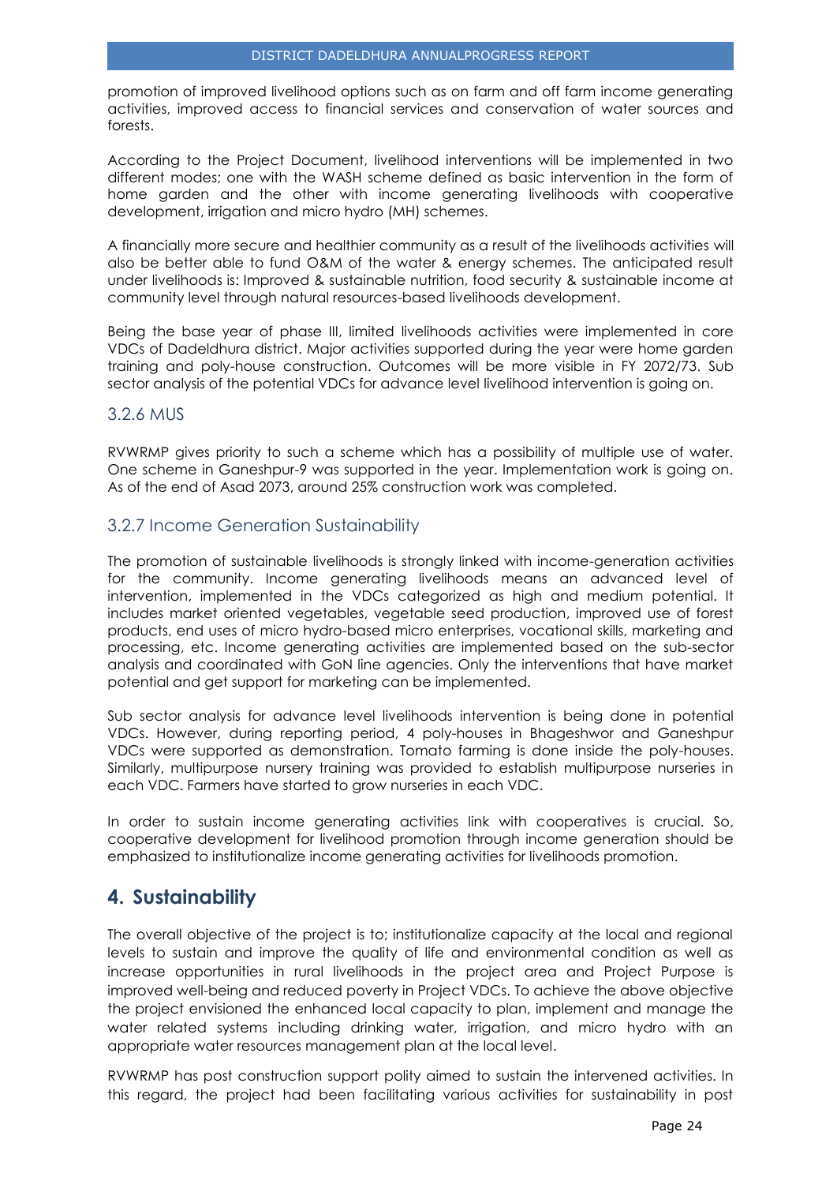promotion of improved livelihood options such as on farm and off farm income generating activities, improved access to financial services and conservation of water sources and forests.

According to the Project Document, livelihood interventions will be implemented in two different modes; one with the WASH scheme defined as basic intervention in the form of home garden and the other with income generating livelihoods with cooperative development, irrigation and micro hydro (MH) schemes.

A financially more secure and healthier community as a result of the livelihoods activities will also be better able to fund O&M of the water & energy schemes. The anticipated result under livelihoods is: Improved & sustainable nutrition, food security & sustainable income at community level through natural resources-based livelihoods development.

Being the base year of phase III, limited livelihoods activities were implemented in core VDCs of Dadeldhura district. Major activities supported during the year were home garden training and poly-house construction. Outcomes will be more visible in FY 2072/73. Sub sector analysis of the potential VDCs for advance level livelihood intervention is going on.

### 3.2.6 MUS

RVWRMP gives priority to such a scheme which has a possibility of multiple use of water. One scheme in Ganeshpur-9 was supported in the year. Implementation work is going on. As of the end of Asad 2073, around 25% construction work was completed.

### 3.2.7 Income Generation Sustainability

The promotion of sustainable livelihoods is strongly linked with income-generation activities for the community. Income generating livelihoods means an advanced level of intervention, implemented in the VDCs categorized as high and medium potential. It includes market oriented vegetables, vegetable seed production, improved use of forest products, end uses of micro hydro-based micro enterprises, vocational skills, marketing and processing, etc. Income generating activities are implemented based on the sub-sector analysis and coordinated with GoN line agencies. Only the interventions that have market potential and get support for marketing can be implemented.

Sub sector analysis for advance level livelihoods intervention is being done in potential VDCs. However, during reporting period, 4 poly-houses in Bhageshwor and Ganeshpur VDCs were supported as demonstration. Tomato farming is done inside the poly-houses. Similarly, multipurpose nursery training was provided to establish multipurpose nurseries in each VDC. Farmers have started to grow nurseries in each VDC.

In order to sustain income generating activities link with cooperatives is crucial. So, cooperative development for livelihood promotion through income generation should be emphasized to institutionalize income generating activities for livelihoods promotion.

## 4. Sustainability

The overall objective of the project is to; institutionalize capacity at the local and regional levels to sustain and improve the quality of life and environmental condition as well as increase opportunities in rural livelihoods in the project area and Project Purpose is improved well-being and reduced poverty in Project VDCs. To achieve the above objective the project envisioned the enhanced local capacity to plan, implement and manage the water related systems including drinking water, irrigation, and micro hydro with an appropriate water resources management plan at the local level.

RVWRMP has post construction support polity aimed to sustain the intervened activities. In this regard, the project had been facilitating various activities for sustainability in post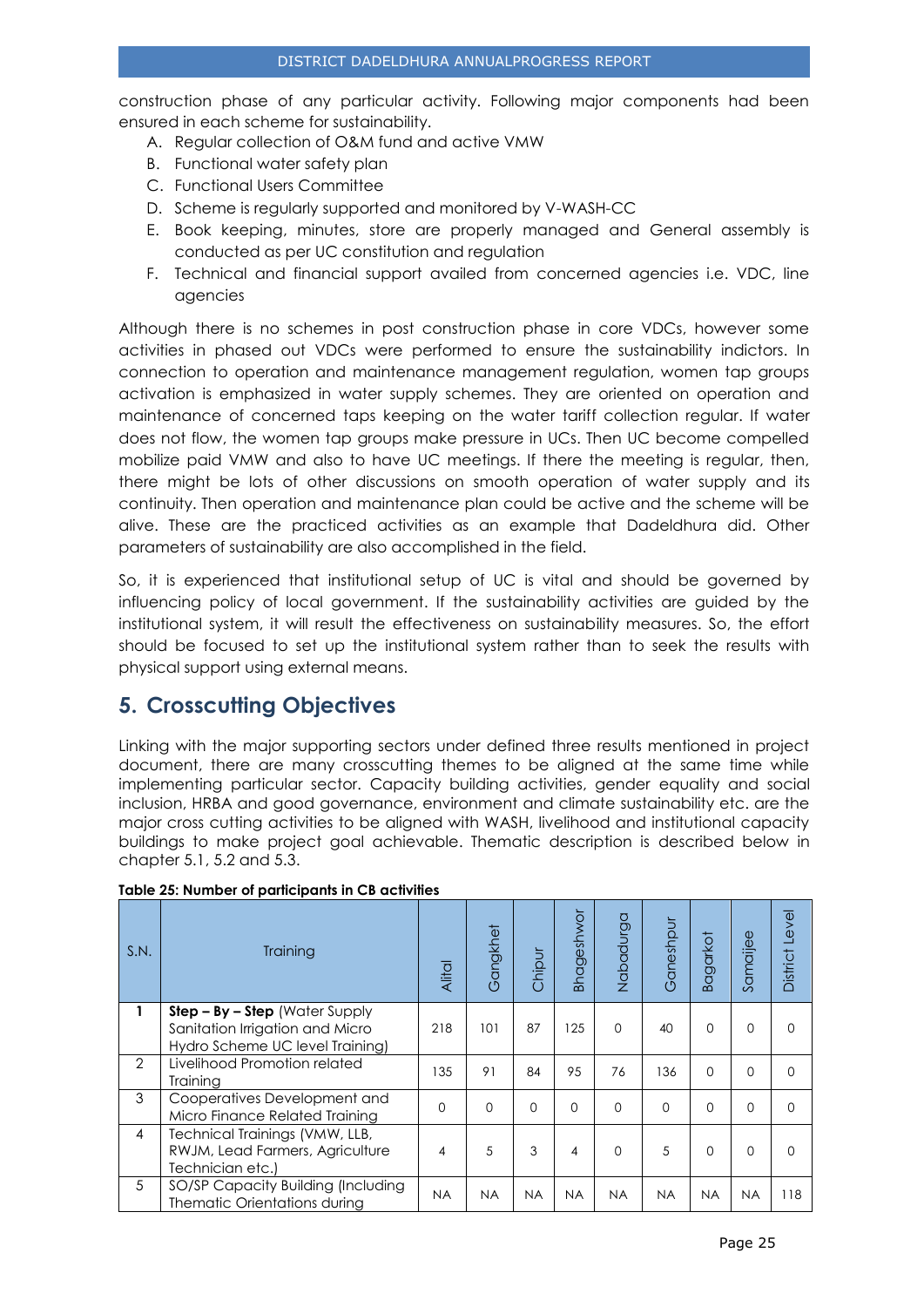construction phase of any particular activity. Following major components had been ensured in each scheme for sustainability.

A. Regular collection of O&M fund and active VMW
B. Functional water safety plan
C. Functional Users Committee
D. Scheme is regularly supported and monitored by V-WASH-CC
E. Book keeping, minutes, store are properly managed and General assembly is conducted as per UC constitution and regulation
F. Technical and financial support availed from concerned agencies i.e. VDC, line agencies

Although there is no schemes in post construction phase in core VDCs, however some activities in phased out VDCs were performed to ensure the sustainability indictors. In connection to operation and maintenance management regulation, women tap groups activation is emphasized in water supply schemes. They are oriented on operation and maintenance of concerned taps keeping on the water tariff collection regular. If water does not flow, the women tap groups make pressure in UCs. Then UC become compelled mobilize paid VMW and also to have UC meetings. If there the meeting is regular, then, there might be lots of other discussions on smooth operation of water supply and its continuity. Then operation and maintenance plan could be active and the scheme will be alive. These are the practiced activities as an example that Dadeldhura did. Other parameters of sustainability are also accomplished in the field.

So, it is experienced that institutional setup of UC is vital and should be governed by influencing policy of local government. If the sustainability activities are guided by the institutional system, it will result the effectiveness on sustainability measures. So, the effort should be focused to set up the institutional system rather than to seek the results with physical support using external means.

# 5. Crosscutting Objectives

Linking with the major supporting sectors under defined three results mentioned in project document, there are many crosscutting themes to be aligned at the same time while implementing particular sector. Capacity building activities, gender equality and social inclusion, HRBA and good governance, environment and climate sustainability etc. are the major cross cutting activities to be aligned with WASH, livelihood and institutional capacity buildings to make project goal achievable. Thematic description is described below in chapter 5.1, 5.2 and 5.3.

**Table 25: Number of participants in CB activities**

| S.N. | Training | Alital | Gangkhet | Chipur | Bhageshwor | Nabadurga | Ganeshpur | Bagarkot | Samaijee | District Level |
|---|---|---|---|---|---|---|---|---|---|---|
| 1 | **Step – By – Step** (Water Supply Sanitation Irrigation and Micro Hydro Scheme UC level Training) | 218 | 101 | 87 | 125 | 0 | 40 | 0 | 0 | 0 |
| 2 | Livelihood Promotion related Training | 135 | 91 | 84 | 95 | 76 | 136 | 0 | 0 | 0 |
| 3 | Cooperatives Development and Micro Finance Related Training | 0 | 0 | 0 | 0 | 0 | 0 | 0 | 0 | 0 |
| 4 | Technical Trainings (VMW, LLB, RWJM, Lead Farmers, Agriculture Technician etc.) | 4 | 5 | 3 | 4 | 0 | 5 | 0 | 0 | 0 |
| 5 | SO/SP Capacity Building (Including Thematic Orientations during | NA | NA | NA | NA | NA | NA | NA | NA | 118 |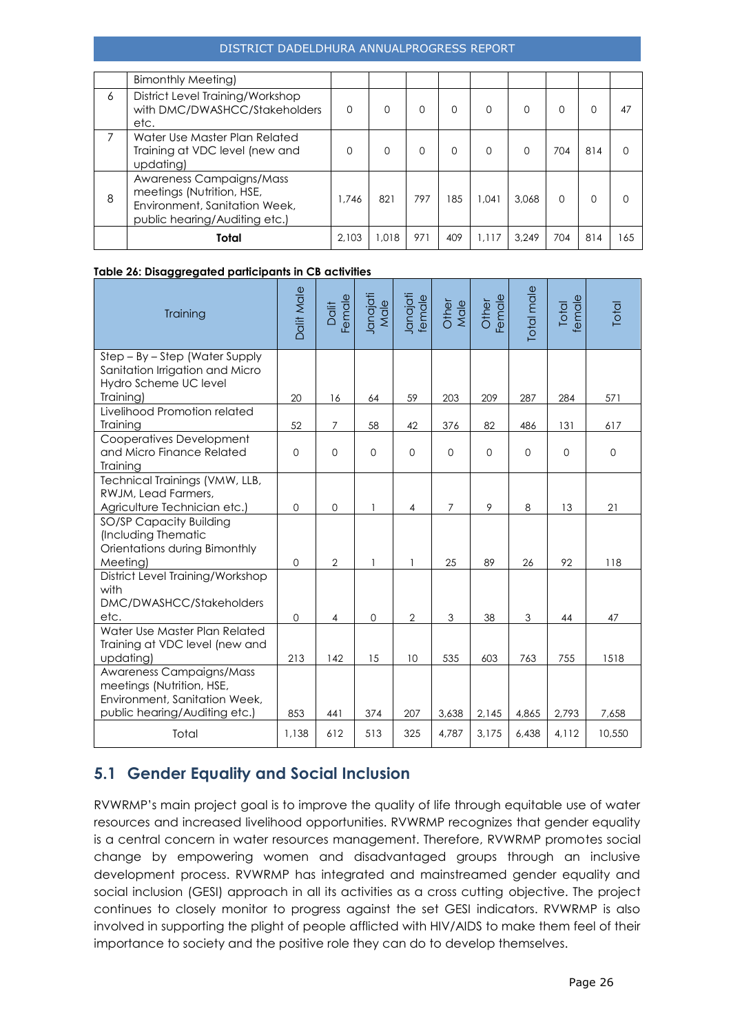| | Bimonthly Meeting) | | | | | | | | | |
|---|---|---|---|---|---|---|---|---|---|---|
| 6 | District Level Training/Workshop with DMC/DWASHCC/Stakeholders etc. | 0 | 0 | 0 | 0 | 0 | 0 | 0 | 0 | 47 |
| 7 | Water Use Master Plan Related Training at VDC level (new and updating) | 0 | 0 | 0 | 0 | 0 | 0 | 704 | 814 | 0 |
| 8 | Awareness Campaigns/Mass meetings (Nutrition, HSE, Environment, Sanitation Week, public hearing/Auditing etc.) | 1,746 | 821 | 797 | 185 | 1,041 | 3,068 | 0 | 0 | 0 |
| | **Total** | 2,103 | 1,018 | 971 | 409 | 1,117 | 3,249 | 704 | 814 | 165 |

**Table 26: Disaggregated participants in CB activities**

| Training | Dalit Male | Dalit Female | Janajati Male | Janajati female | Other Male | Other Female | Total male | Total female | Total |
|---|---|---|---|---|---|---|---|---|---|
| Step – By – Step (Water Supply Sanitation Irrigation and Micro Hydro Scheme UC level Training) | 20 | 16 | 64 | 59 | 203 | 209 | 287 | 284 | 571 |
| Livelihood Promotion related Training | 52 | 7 | 58 | 42 | 376 | 82 | 486 | 131 | 617 |
| Cooperatives Development and Micro Finance Related Training | 0 | 0 | 0 | 0 | 0 | 0 | 0 | 0 | 0 |
| Technical Trainings (VMW, LLB, RWJM, Lead Farmers, Agriculture Technician etc.) | 0 | 0 | 1 | 4 | 7 | 9 | 8 | 13 | 21 |
| SO/SP Capacity Building (Including Thematic Orientations during Bimonthly Meeting) | 0 | 2 | 1 | 1 | 25 | 89 | 26 | 92 | 118 |
| District Level Training/Workshop with DMC/DWASHCC/Stakeholders etc. | 0 | 4 | 0 | 2 | 3 | 38 | 3 | 44 | 47 |
| Water Use Master Plan Related Training at VDC level (new and updating) | 213 | 142 | 15 | 10 | 535 | 603 | 763 | 755 | 1518 |
| Awareness Campaigns/Mass meetings (Nutrition, HSE, Environment, Sanitation Week, public hearing/Auditing etc.) | 853 | 441 | 374 | 207 | 3,638 | 2,145 | 4,865 | 2,793 | 7,658 |
| Total | 1,138 | 612 | 513 | 325 | 4,787 | 3,175 | 6,438 | 4,112 | 10,550 |

## 5.1 Gender Equality and Social Inclusion

RVWRMP's main project goal is to improve the quality of life through equitable use of water resources and increased livelihood opportunities. RVWRMP recognizes that gender equality is a central concern in water resources management. Therefore, RVWRMP promotes social change by empowering women and disadvantaged groups through an inclusive development process. RVWRMP has integrated and mainstreamed gender equality and social inclusion (GESI) approach in all its activities as a cross cutting objective. The project continues to closely monitor to progress against the set GESI indicators. RVWRMP is also involved in supporting the plight of people afflicted with HIV/AIDS to make them feel of their importance to society and the positive role they can do to develop themselves.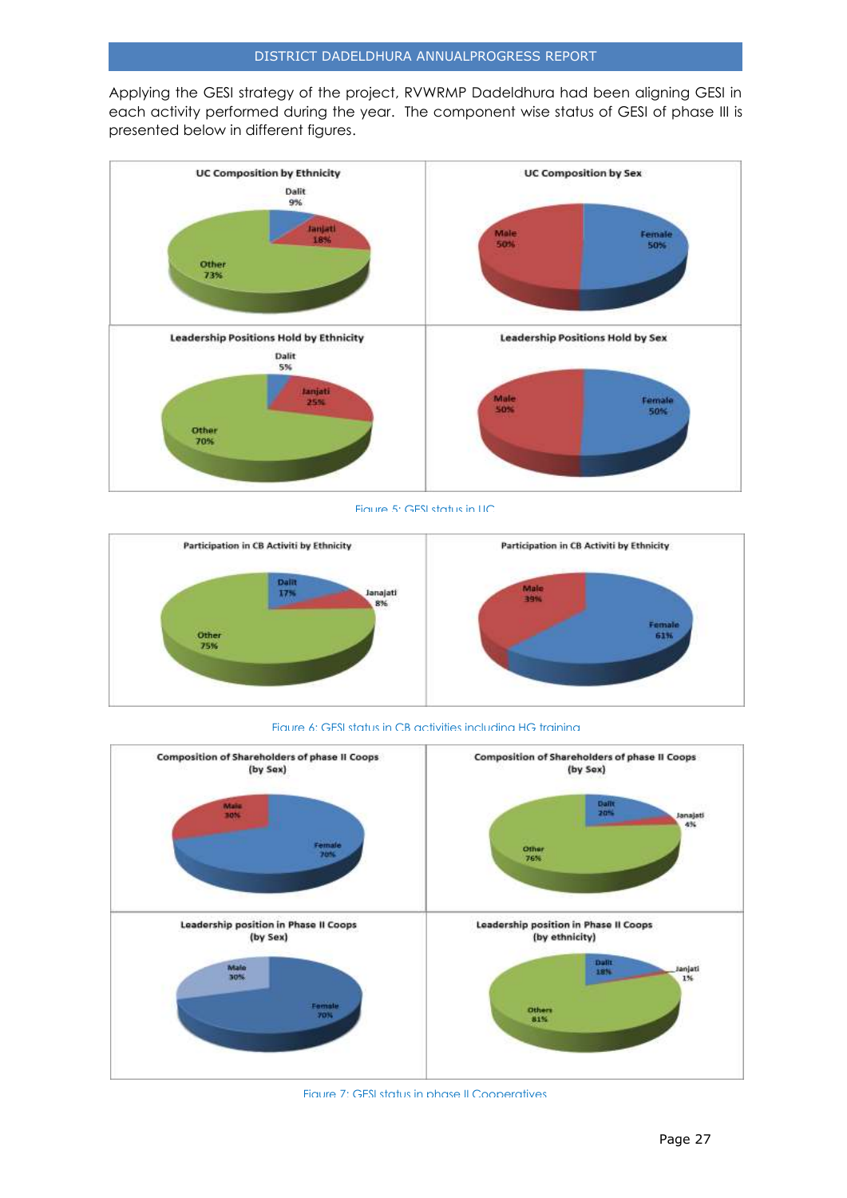Applying the GESI strategy of the project, RVWRMP Dadeldhura had been aligning GESI in each activity performed during the year. The component wise status of GESI of phase III is presented below in different figures.

| UC Composition by Ethnicity | UC Composition by Sex |
| --- | --- |
| Dalit 9% | Male 50% |
| Janjati 18% | Female 50% |
| Other 73% | |

| Leadership Positions Hold by Ethnicity | Leadership Positions Hold by Sex |
| --- | --- |
| Dalit 5% | Male 50% |
| Janjati 25% | Female 50% |
| Other 70% | |

Figure 5: GESI status in UC

| Participation in CB Activiti by Ethnicity | Participation in CB Activiti by Ethnicity |
| --- | --- |
| Dalit 17% | Male 39% |
| Janajati 8% | Female 61% |
| Other 75% | |

Figure 6: GESI status in CB activities including HG training

| Composition of Shareholders of phase II Coops (by Sex) | Composition of Shareholders of phase II Coops (by Sex) |
| --- | --- |
| Male 30% | Dalit 20% |
| Female 70% | Janajati 4% |
| | Other 76% |

| Leadership position in Phase II Coops (by Sex) | Leadership position in Phase II Coops (by ethnicity) |
| --- | --- |
| Male 30% | Dalit 18% |
| Female 70% | Janjati 1% |
| | Others 81% |

Figure 7: GESI status in phase II Cooperatives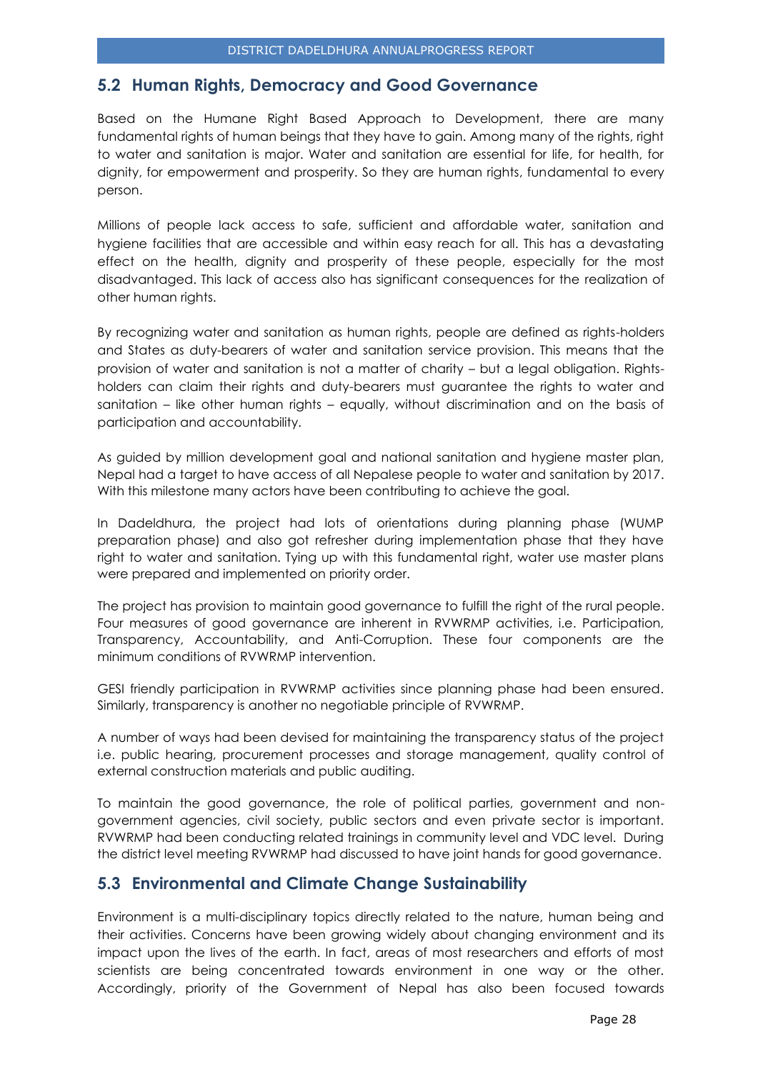## 5.2 Human Rights, Democracy and Good Governance

Based on the Humane Right Based Approach to Development, there are many fundamental rights of human beings that they have to gain. Among many of the rights, right to water and sanitation is major. Water and sanitation are essential for life, for health, for dignity, for empowerment and prosperity. So they are human rights, fundamental to every person.

Millions of people lack access to safe, sufficient and affordable water, sanitation and hygiene facilities that are accessible and within easy reach for all. This has a devastating effect on the health, dignity and prosperity of these people, especially for the most disadvantaged. This lack of access also has significant consequences for the realization of other human rights.

By recognizing water and sanitation as human rights, people are defined as rights-holders and States as duty-bearers of water and sanitation service provision. This means that the provision of water and sanitation is not a matter of charity – but a legal obligation. Rights-holders can claim their rights and duty-bearers must guarantee the rights to water and sanitation – like other human rights – equally, without discrimination and on the basis of participation and accountability.

As guided by million development goal and national sanitation and hygiene master plan, Nepal had a target to have access of all Nepalese people to water and sanitation by 2017. With this milestone many actors have been contributing to achieve the goal.

In Dadeldhura, the project had lots of orientations during planning phase (WUMP preparation phase) and also got refresher during implementation phase that they have right to water and sanitation. Tying up with this fundamental right, water use master plans were prepared and implemented on priority order.

The project has provision to maintain good governance to fulfill the right of the rural people. Four measures of good governance are inherent in RVWRMP activities, i.e. Participation, Transparency, Accountability, and Anti-Corruption. These four components are the minimum conditions of RVWRMP intervention.

GESI friendly participation in RVWRMP activities since planning phase had been ensured. Similarly, transparency is another no negotiable principle of RVWRMP.

A number of ways had been devised for maintaining the transparency status of the project i.e. public hearing, procurement processes and storage management, quality control of external construction materials and public auditing.

To maintain the good governance, the role of political parties, government and non-government agencies, civil society, public sectors and even private sector is important. RVWRMP had been conducting related trainings in community level and VDC level. During the district level meeting RVWRMP had discussed to have joint hands for good governance.

## 5.3 Environmental and Climate Change Sustainability

Environment is a multi-disciplinary topics directly related to the nature, human being and their activities. Concerns have been growing widely about changing environment and its impact upon the lives of the earth. In fact, areas of most researchers and efforts of most scientists are being concentrated towards environment in one way or the other. Accordingly, priority of the Government of Nepal has also been focused towards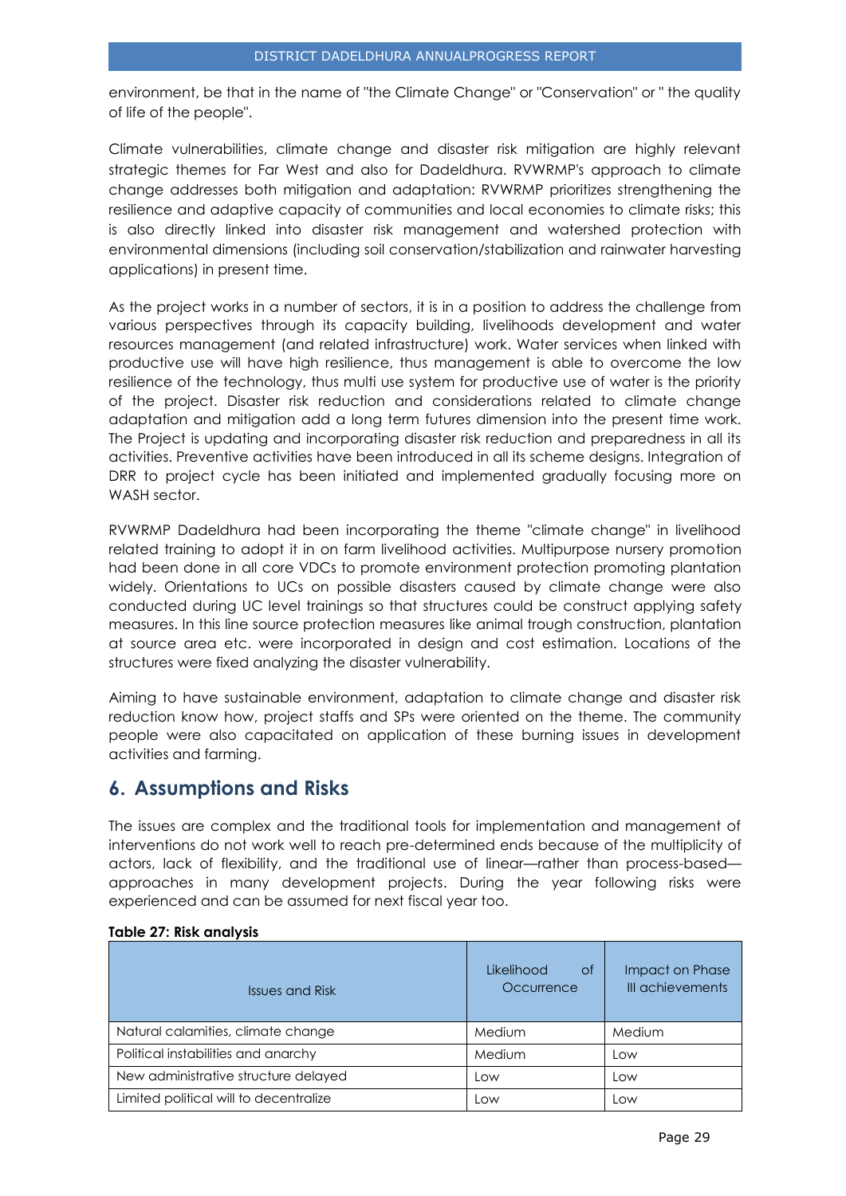environment, be that in the name of "the Climate Change" or "Conservation" or " the quality of life of the people".

Climate vulnerabilities, climate change and disaster risk mitigation are highly relevant strategic themes for Far West and also for Dadeldhura. RVWRMP's approach to climate change addresses both mitigation and adaptation: RVWRMP prioritizes strengthening the resilience and adaptive capacity of communities and local economies to climate risks; this is also directly linked into disaster risk management and watershed protection with environmental dimensions (including soil conservation/stabilization and rainwater harvesting applications) in present time.

As the project works in a number of sectors, it is in a position to address the challenge from various perspectives through its capacity building, livelihoods development and water resources management (and related infrastructure) work. Water services when linked with productive use will have high resilience, thus management is able to overcome the low resilience of the technology, thus multi use system for productive use of water is the priority of the project. Disaster risk reduction and considerations related to climate change adaptation and mitigation add a long term futures dimension into the present time work. The Project is updating and incorporating disaster risk reduction and preparedness in all its activities. Preventive activities have been introduced in all its scheme designs. Integration of DRR to project cycle has been initiated and implemented gradually focusing more on WASH sector.

RVWRMP Dadeldhura had been incorporating the theme "climate change" in livelihood related training to adopt it in on farm livelihood activities. Multipurpose nursery promotion had been done in all core VDCs to promote environment protection promoting plantation widely. Orientations to UCs on possible disasters caused by climate change were also conducted during UC level trainings so that structures could be construct applying safety measures. In this line source protection measures like animal trough construction, plantation at source area etc. were incorporated in design and cost estimation. Locations of the structures were fixed analyzing the disaster vulnerability.

Aiming to have sustainable environment, adaptation to climate change and disaster risk reduction know how, project staffs and SPs were oriented on the theme. The community people were also capacitated on application of these burning issues in development activities and farming.

# 6. Assumptions and Risks

The issues are complex and the traditional tools for implementation and management of interventions do not work well to reach pre-determined ends because of the multiplicity of actors, lack of flexibility, and the traditional use of linear—rather than process-based—approaches in many development projects. During the year following risks were experienced and can be assumed for next fiscal year too.

**Table 27: Risk analysis**

| Issues and Risk | Likelihood of Occurrence | Impact on Phase III achievements |
|---|---|---|
| Natural calamities, climate change | Medium | Medium |
| Political instabilities and anarchy | Medium | Low |
| New administrative structure delayed | Low | Low |
| Limited political will to decentralize | Low | Low |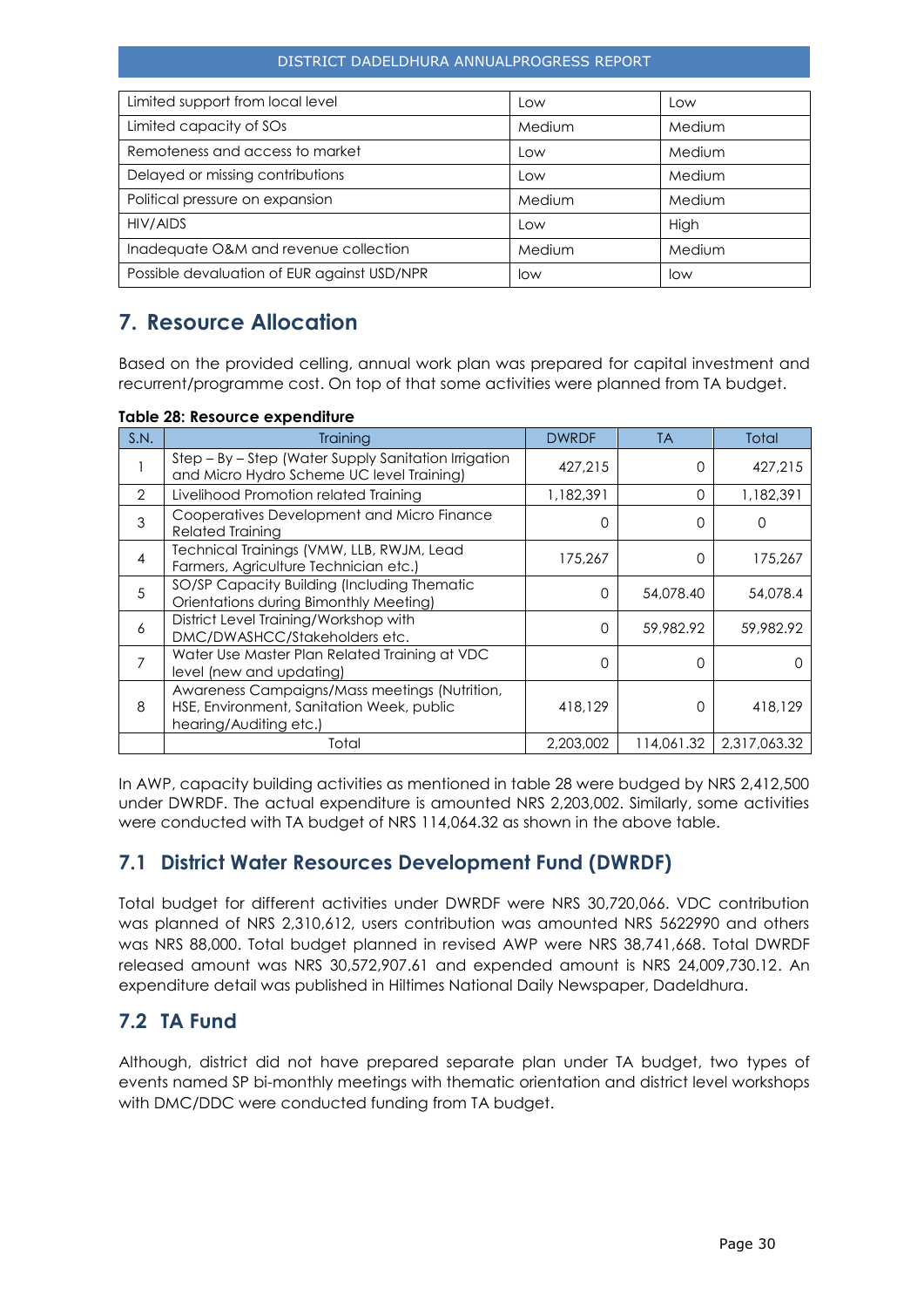| Limited support from local level | Low | Low |
|---|---|---|
| Limited capacity of SOs | Medium | Medium |
| Remoteness and access to market | Low | Medium |
| Delayed or missing contributions | Low | Medium |
| Political pressure on expansion | Medium | Medium |
| HIV/AIDS | Low | High |
| Inadequate O&M and revenue collection | Medium | Medium |
| Possible devaluation of EUR against USD/NPR | low | low |

# 7. Resource Allocation

Based on the provided celling, annual work plan was prepared for capital investment and recurrent/programme cost. On top of that some activities were planned from TA budget.

**Table 28: Resource expenditure**

| S.N. | Training | DWRDF | TA | Total |
|---|---|---|---|---|
| 1 | Step – By – Step (Water Supply Sanitation Irrigation and Micro Hydro Scheme UC level Training) | 427,215 | 0 | 427,215 |
| 2 | Livelihood Promotion related Training | 1,182,391 | 0 | 1,182,391 |
| 3 | Cooperatives Development and Micro Finance Related Training | 0 | 0 | 0 |
| 4 | Technical Trainings (VMW, LLB, RWJM, Lead Farmers, Agriculture Technician etc.) | 175,267 | 0 | 175,267 |
| 5 | SO/SP Capacity Building (Including Thematic Orientations during Bimonthly Meeting) | 0 | 54,078.40 | 54,078.4 |
| 6 | District Level Training/Workshop with DMC/DWASHCC/Stakeholders etc. | 0 | 59,982.92 | 59,982.92 |
| 7 | Water Use Master Plan Related Training at VDC level (new and updating) | 0 | 0 | 0 |
| 8 | Awareness Campaigns/Mass meetings (Nutrition, HSE, Environment, Sanitation Week, public hearing/Auditing etc.) | 418,129 | 0 | 418,129 |
| | Total | 2,203,002 | 114,061.32 | 2,317,063.32 |

In AWP, capacity building activities as mentioned in table 28 were budged by NRS 2,412,500 under DWRDF. The actual expenditure is amounted NRS 2,203,002. Similarly, some activities were conducted with TA budget of NRS 114,064.32 as shown in the above table.

## 7.1 District Water Resources Development Fund (DWRDF)

Total budget for different activities under DWRDF were NRS 30,720,066. VDC contribution was planned of NRS 2,310,612, users contribution was amounted NRS 5622990 and others was NRS 88,000. Total budget planned in revised AWP were NRS 38,741,668. Total DWRDF released amount was NRS 30,572,907.61 and expended amount is NRS 24,009,730.12. An expenditure detail was published in Hiltimes National Daily Newspaper, Dadeldhura.

## 7.2 TA Fund

Although, district did not have prepared separate plan under TA budget, two types of events named SP bi-monthly meetings with thematic orientation and district level workshops with DMC/DDC were conducted funding from TA budget.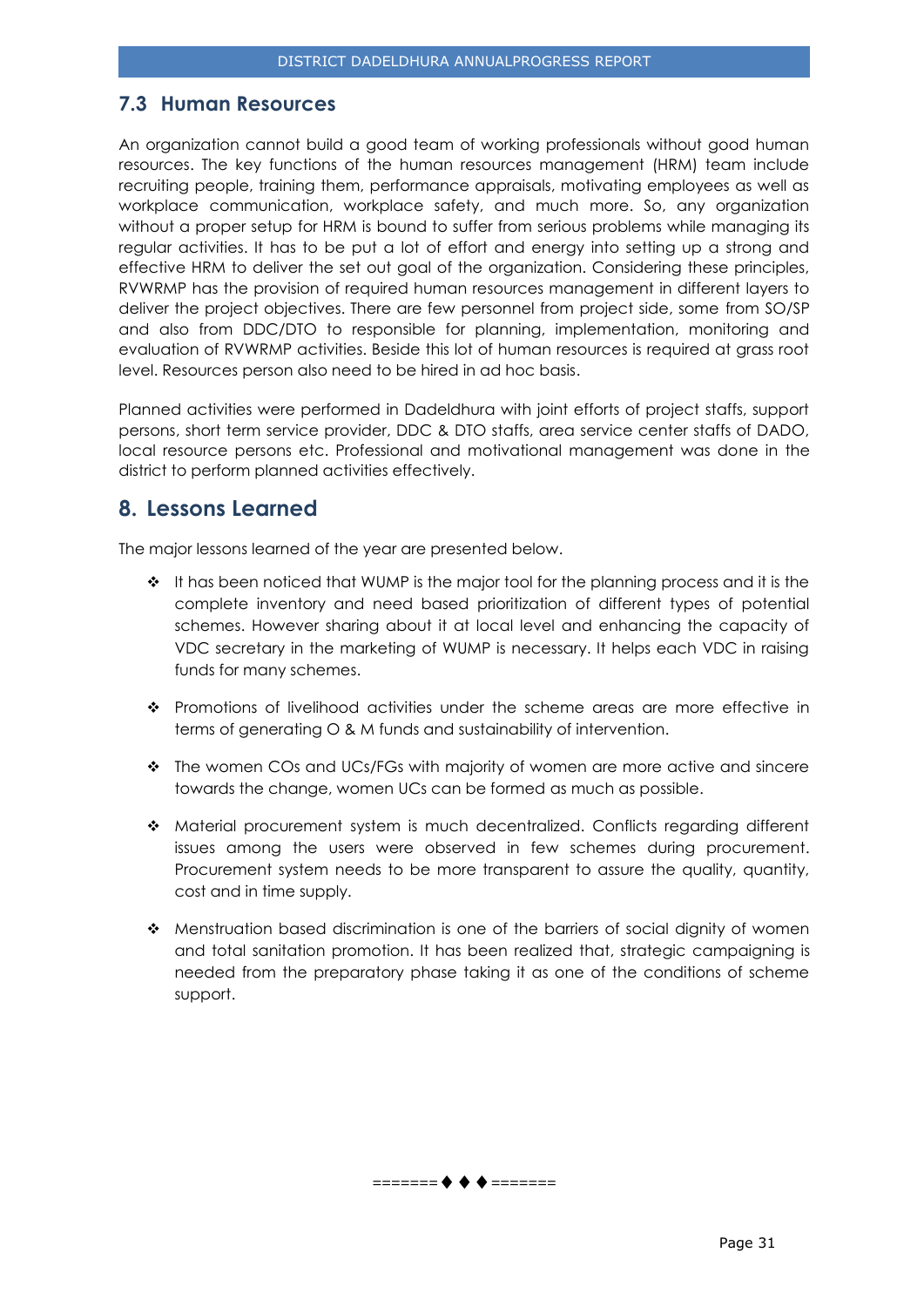## 7.3 Human Resources

An organization cannot build a good team of working professionals without good human resources. The key functions of the human resources management (HRM) team include recruiting people, training them, performance appraisals, motivating employees as well as workplace communication, workplace safety, and much more. So, any organization without a proper setup for HRM is bound to suffer from serious problems while managing its regular activities. It has to be put a lot of effort and energy into setting up a strong and effective HRM to deliver the set out goal of the organization. Considering these principles, RVWRMP has the provision of required human resources management in different layers to deliver the project objectives. There are few personnel from project side, some from SO/SP and also from DDC/DTO to responsible for planning, implementation, monitoring and evaluation of RVWRMP activities. Beside this lot of human resources is required at grass root level. Resources person also need to be hired in ad hoc basis.

Planned activities were performed in Dadeldhura with joint efforts of project staffs, support persons, short term service provider, DDC & DTO staffs, area service center staffs of DADO, local resource persons etc. Professional and motivational management was done in the district to perform planned activities effectively.

# 8. Lessons Learned

The major lessons learned of the year are presented below.

- It has been noticed that WUMP is the major tool for the planning process and it is the complete inventory and need based prioritization of different types of potential schemes. However sharing about it at local level and enhancing the capacity of VDC secretary in the marketing of WUMP is necessary. It helps each VDC in raising funds for many schemes.
- Promotions of livelihood activities under the scheme areas are more effective in terms of generating O & M funds and sustainability of intervention.
- The women COs and UCs/FGs with majority of women are more active and sincere towards the change, women UCs can be formed as much as possible.
- Material procurement system is much decentralized. Conflicts regarding different issues among the users were observed in few schemes during procurement. Procurement system needs to be more transparent to assure the quality, quantity, cost and in time supply.
- Menstruation based discrimination is one of the barriers of social dignity of women and total sanitation promotion. It has been realized that, strategic campaigning is needed from the preparatory phase taking it as one of the conditions of scheme support.

=======♦ ♦ ♦=======